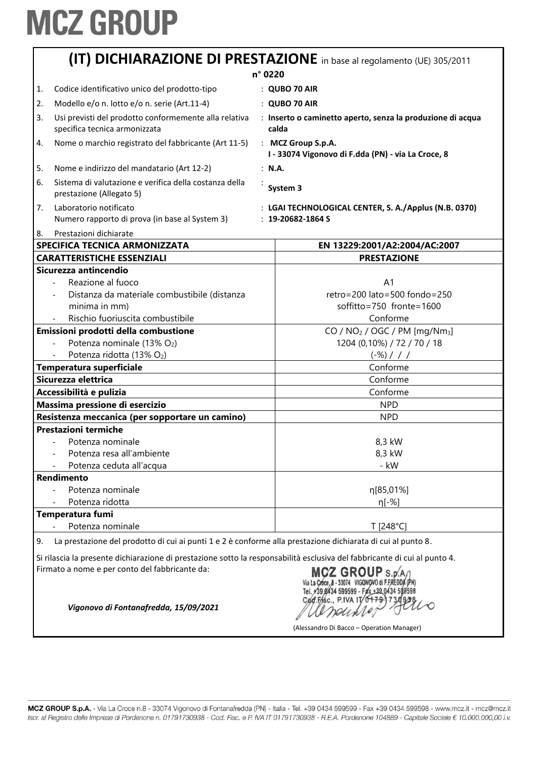# MCZ GROUP

## (IT) DICHIARAZIONE DI PRESTAZIONE in base al regolamento (UE) 305/2011

**n° 0220**

1. Codice identificativo unico del prodotto-tipo : **QUBO 70 AIR**
2. Modello e/o n. lotto e/o n. serie (Art.11-4) : **QUBO 70 AIR**
3. Usi previsti del prodotto conformemente alla relativa specifica tecnica armonizzata : **Inserto o caminetto aperto, senza la produzione di acqua calda**
4. Nome o marchio registrato del fabbricante (Art 11-5) : **MCZ Group S.p.A.**
   **I - 33074 Vigonovo di F.dda (PN) - via La Croce, 8**
5. Nome e indirizzo del mandatario (Art 12-2) : **N.A.**
6. Sistema di valutazione e verifica della costanza della prestazione (Allegato 5) : **System 3**
7. Laboratorio notificato : **LGAI TECHNOLOGICAL CENTER, S. A./Applus (N.B. 0370)**
   Numero rapporto di prova (in base al System 3) : **19-20682-1864 S**
8. Prestazioni dichiarate

| **SPECIFICA TECNICA ARMONIZZATA** | **EN 13229:2001/A2:2004/AC:2007** |
|---|---|
| **CARATTERISTICHE ESSENZIALI** | **PRESTAZIONE** |
| **Sicurezza antincendio** | |
| - Reazione al fuoco | A1 |
| - Distanza da materiale combustibile (distanza minima in mm) | retro=200 lato=500 fondo=250 soffitto=750 fronte=1600 |
| - Rischio fuoriuscita combustibile | Conforme |
| **Emissioni prodotti della combustione** | CO / $NO_2$ / OGC / PM [mg/$Nm_3$] |
| - Potenza nominale (13% $O_2$) | 1204 (0,10%) / 72 / 70 / 18 |
| - Potenza ridotta (13% $O_2$) | (-%) / / / |
| **Temperatura superficiale** | Conforme |
| **Sicurezza elettrica** | Conforme |
| **Accessibilità e pulizia** | Conforme |
| **Massima pressione di esercizio** | NPD |
| **Resistenza meccanica (per sopportare un camino)** | NPD |
| **Prestazioni termiche** | |
| - Potenza nominale | 8,3 kW |
| - Potenza resa all'ambiente | 8,3 kW |
| - Potenza ceduta all'acqua | - kW |
| **Rendimento** | |
| - Potenza nominale | η[85,01%] |
| - Potenza ridotta | η[-%] |
| **Temperatura fumi** | |
| - Potenza nominale | T [248°C] |

9. La prestazione del prodotto di cui ai punti 1 e 2 è conforme alla prestazione dichiarata di cui al punto 8.

Si rilascia la presente dichiarazione di prestazione sotto la responsabilità esclusiva del fabbricante di cui al punto 4.
Firmato a nome e per conto del fabbricante da:

*Vigonovo di Fontanafredda, 15/09/2021*

MCZ GROUP S.p.A.
Via La Croce, 8 - 33074 VIGONOVO di F.FREDDA (PN)
Tel. +39 0434 599599 - Fax +39 0434 599598
Cod. Fisc., P.IVA IT 01791730938

(Alessandro Di Bacco – Operation Manager)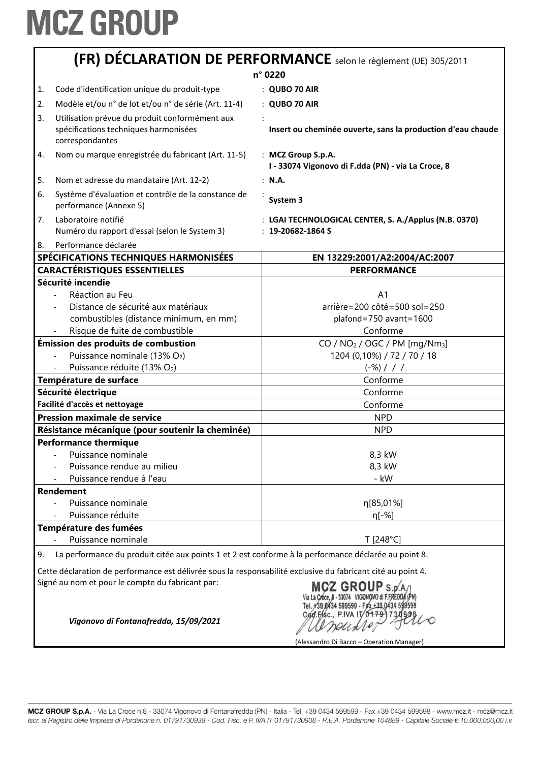# MCZ GROUP

## (FR) DÉCLARATION DE PERFORMANCE selon le règlement (UE) 305/2011

**n° 0220**

| | | |
|---|---|---|
| 1. | Code d'identification unique du produit-type | : **QUBO 70 AIR** |
| 2. | Modèle et/ou n° de lot et/ou n° de série (Art. 11-4) | : **QUBO 70 AIR** |
| 3. | Utilisation prévue du produit conformément aux spécifications techniques harmonisées correspondantes | : **Insert ou cheminée ouverte, sans la production d'eau chaude** |
| 4. | Nom ou marque enregistrée du fabricant (Art. 11-5) | : **MCZ Group S.p.A.** **I - 33074 Vigonovo di F.dda (PN) - via La Croce, 8** |
| 5. | Nom et adresse du mandataire (Art. 12-2) | : **N.A.** |
| 6. | Système d'évaluation et contrôle de la constance de performance (Annexe 5) | : **System 3** |
| 7. | Laboratoire notifié / Numéro du rapport d'essai (selon le System 3) | : **LGAI TECHNOLOGICAL CENTER, S. A./Applus (N.B. 0370)** : **19-20682-1864 S** |
| 8. | Performance déclarée | |

| **SPÉCIFICATIONS TECHNIQUES HARMONISÉES** | **EN 13229:2001/A2:2004/AC:2007** |
|---|---|
| **CARACTÉRISTIQUES ESSENTIELLES** | **PERFORMANCE** |
| **Sécurité incendie** | |
| - Réaction au Feu | A1 |
| - Distance de sécurité aux matériaux combustibles (distance minimum, en mm) | arrière=200 côté=500 sol=250 plafond=750 avant=1600 |
| - Risque de fuite de combustible | Conforme |
| **Émission des produits de combustion** | CO / $NO_2$ / OGC / PM [mg/$Nm_3$] |
| - Puissance nominale (13% $O_2$) | 1204 (0,10%) / 72 / 70 / 18 |
| - Puissance réduite (13% $O_2$) | (-%) / / / |
| **Température de surface** | Conforme |
| **Sécurité électrique** | Conforme |
| **Facilité d'accès et nettoyage** | Conforme |
| **Pression maximale de service** | NPD |
| **Résistance mécanique (pour soutenir la cheminée)** | NPD |
| **Performance thermique** | |
| - Puissance nominale | 8,3 kW |
| - Puissance rendue au milieu | 8,3 kW |
| - Puissance rendue à l'eau | - kW |
| **Rendement** | |
| - Puissance nominale | η[85,01%] |
| - Puissance réduite | η[-%] |
| **Température des fumées** | |
| - Puissance nominale | T [248°C] |

9. La performance du produit citée aux points 1 et 2 est conforme à la performance déclarée au point 8.

Cette déclaration de performance est délivrée sous la responsabilité exclusive du fabricant cité au point 4.
Signé au nom et pour le compte du fabricant par:

MCZ GROUP S.p.A.
Via La Croce, 8 - 33074 VIGONOVO di F.FREDDA (PN)
Tel. +39 0434 599599 - Fax +39 0434 599598
Cod.Fisc., P.IVA IT 01791730938

*Vigonovo di Fontanafredda, 15/09/2021*

(Alessandro Di Bacco – Operation Manager)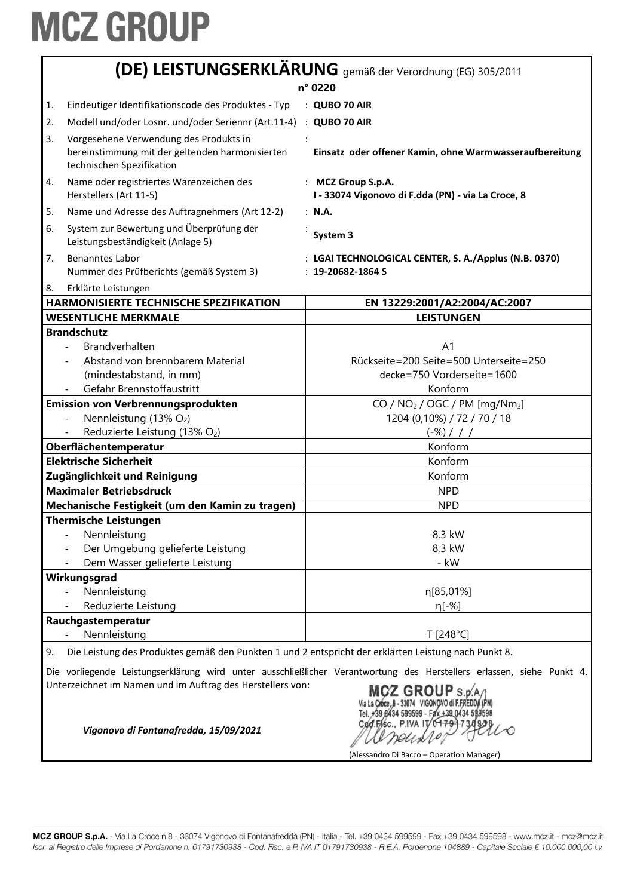# MCZ GROUP

## (DE) LEISTUNGSERKLÄRUNG gemäß der Verordnung (EG) 305/2011

**n° 0220**

| | | |
|---|---|---|
| 1. | Eindeutiger Identifikationscode des Produktes - Typ | : **QUBO 70 AIR** |
| 2. | Modell und/oder Losnr. und/oder Seriennr (Art.11-4) | : **QUBO 70 AIR** |
| 3. | Vorgesehene Verwendung des Produkts in bereinstimmung mit der geltenden harmonisierten technischen Spezifikation | : **Einsatz oder offener Kamin, ohne Warmwasseraufbereitung** |
| 4. | Name oder registriertes Warenzeichen des Herstellers (Art 11-5) | : **MCZ Group S.p.A.** **I - 33074 Vigonovo di F.dda (PN) - via La Croce, 8** |
| 5. | Name und Adresse des Auftragnehmers (Art 12-2) | : **N.A.** |
| 6. | System zur Bewertung und Überprüfung der Leistungsbeständigkeit (Anlage 5) | : **System 3** |
| 7. | Benanntes Labor<br>Nummer des Prüfberichts (gemäß System 3) | : **LGAI TECHNOLOGICAL CENTER, S. A./Applus (N.B. 0370)**<br>: **19-20682-1864 S** |
| 8. | Erklärte Leistungen | |

| **HARMONISIERTE TECHNISCHE SPEZIFIKATION** | **EN 13229:2001/A2:2004/AC:2007** |
|---|---|
| **WESENTLICHE MERKMALE** | **LEISTUNGEN** |
| **Brandschutz** | |
| - Brandverhalten | A1 |
| - Abstand von brennbarem Material (mindestabstand, in mm) | Rückseite=200 Seite=500 Unterseite=250 decke=750 Vorderseite=1600 |
| - Gefahr Brennstoffaustritt | Konform |
| **Emission von Verbrennungsprodukten** | CO / $NO_2$ / OGC / PM [mg/$Nm_3$] |
| - Nennleistung (13% $O_2$) | 1204 (0,10%) / 72 / 70 / 18 |
| - Reduzierte Leistung (13% $O_2$) | (-%) / / / |
| **Oberflächentemperatur** | Konform |
| **Elektrische Sicherheit** | Konform |
| **Zugänglichkeit und Reinigung** | Konform |
| **Maximaler Betriebsdruck** | NPD |
| **Mechanische Festigkeit (um den Kamin zu tragen)** | NPD |
| **Thermische Leistungen** | |
| - Nennleistung | 8,3 kW |
| - Der Umgebung gelieferte Leistung | 8,3 kW |
| - Dem Wasser gelieferte Leistung | - kW |
| **Wirkungsgrad** | |
| - Nennleistung | η[85,01%] |
| - Reduzierte Leistung | η[-%] |
| **Rauchgastemperatur** | |
| - Nennleistung | T [248°C] |

9. Die Leistung des Produktes gemäß den Punkten 1 und 2 entspricht der erklärten Leistung nach Punkt 8.

Die vorliegende Leistungserklärung wird unter ausschließlicher Verantwortung des Herstellers erlassen, siehe Punkt 4. Unterzeichnet im Namen und im Auftrag des Herstellers von:

MCZ GROUP S.p.A. Via La Croce, 8 - 33074 VIGONOVO di F.FREDDA (PN) Tel. +39 0434 599599 - Fax +39 0434 599598 Cod. Fisc., P.IVA IT 01791730938

*Vigonovo di Fontanafredda, 15/09/2021*

(Alessandro Di Bacco – Operation Manager)

MCZ GROUP S.p.A. - Via La Croce n.8 - 33074 Vigonovo di Fontanafredda (PN) - Italia - Tel. +39 0434 599599 - Fax +39 0434 599598 - www.mcz.it - mcz@mcz.it
*Iscr. al Registro delle Imprese di Pordenone n. 01791730938 - Cod. Fisc. e P. IVA IT 01791730938 - R.E.A. Pordenone 104889 - Capitale Sociale € 10.000.000,00 i.v.*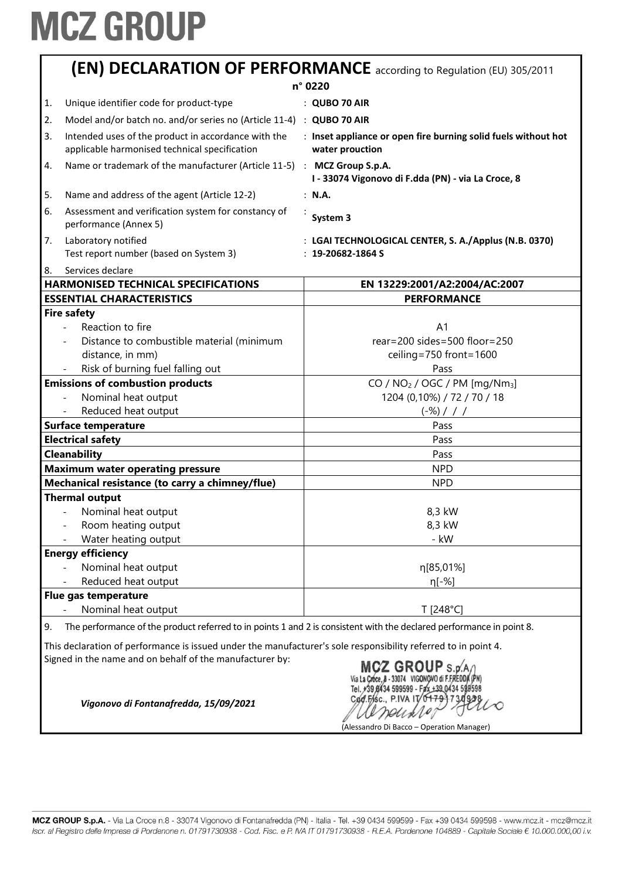# MCZ GROUP

## (EN) DECLARATION OF PERFORMANCE according to Regulation (EU) 305/2011

**n° 0220**

| | | |
|---|---|---|
| 1. | Unique identifier code for product-type | : **QUBO 70 AIR** |
| 2. | Model and/or batch no. and/or series no (Article 11-4) | : **QUBO 70 AIR** |
| 3. | Intended uses of the product in accordance with the applicable harmonised technical specification | : **Inset appliance or open fire burning solid fuels without hot water prouction** |
| 4. | Name or trademark of the manufacturer (Article 11-5) | : **MCZ Group S.p.A.** **I - 33074 Vigonovo di F.dda (PN) - via La Croce, 8** |
| 5. | Name and address of the agent (Article 12-2) | : **N.A.** |
| 6. | Assessment and verification system for constancy of performance (Annex 5) | : **System 3** |
| 7. | Laboratory notified<br>Test report number (based on System 3) | : **LGAI TECHNOLOGICAL CENTER, S. A./Applus (N.B. 0370)**<br>: **19-20682-1864 S** |
| 8. | Services declare | |

| HARMONISED TECHNICAL SPECIFICATIONS | EN 13229:2001/A2:2004/AC:2007 |
|---|---|
| **ESSENTIAL CHARACTERISTICS** | **PERFORMANCE** |
| **Fire safety** | |
| - Reaction to fire | A1 |
| - Distance to combustible material (minimum distance, in mm) | rear=200 sides=500 floor=250 ceiling=750 front=1600 |
| - Risk of burning fuel falling out | Pass |
| **Emissions of combustion products** | CO / $NO_2$ / OGC / PM [mg/Nm$_3$] |
| - Nominal heat output | 1204 (0,10%) / 72 / 70 / 18 |
| - Reduced heat output | (-%) / / / |
| **Surface temperature** | Pass |
| **Electrical safety** | Pass |
| **Cleanability** | Pass |
| **Maximum water operating pressure** | NPD |
| **Mechanical resistance (to carry a chimney/flue)** | NPD |
| **Thermal output** | |
| - Nominal heat output | 8,3 kW |
| - Room heating output | 8,3 kW |
| - Water heating output | - kW |
| **Energy efficiency** | |
| - Nominal heat output | η[85,01%] |
| - Reduced heat output | η[-%] |
| **Flue gas temperature** | |
| - Nominal heat output | T [248°C] |

9. The performance of the product referred to in points 1 and 2 is consistent with the declared performance in point 8.

This declaration of performance is issued under the manufacturer's sole responsibility referred to in point 4.
Signed in the name and on behalf of the manufacturer by:

*Vigonovo di Fontanafredda, 15/09/2021*

MCZ GROUP S.p.A. Via La Croce, 8 - 33074 VIGONOVO di F.FREDDA (PN) Tel. +39 0434 599599 - Fax +39 0434 599598 Cod.Fisc., P.IVA IT 01791730938

(Alessandro Di Bacco – Operation Manager)

MCZ GROUP S.p.A. - Via La Croce n.8 - 33074 Vigonovo di Fontanafredda (PN) - Italia - Tel. +39 0434 599599 - Fax +39 0434 599598 - www.mcz.it - mcz@mcz.it
*Iscr. al Registro delle Imprese di Pordenone n. 01791730938 - Cod. Fisc. e P. IVA IT 01791730938 - R.E.A. Pordenone 104889 - Capitale Sociale € 10.000.000,00 i.v.*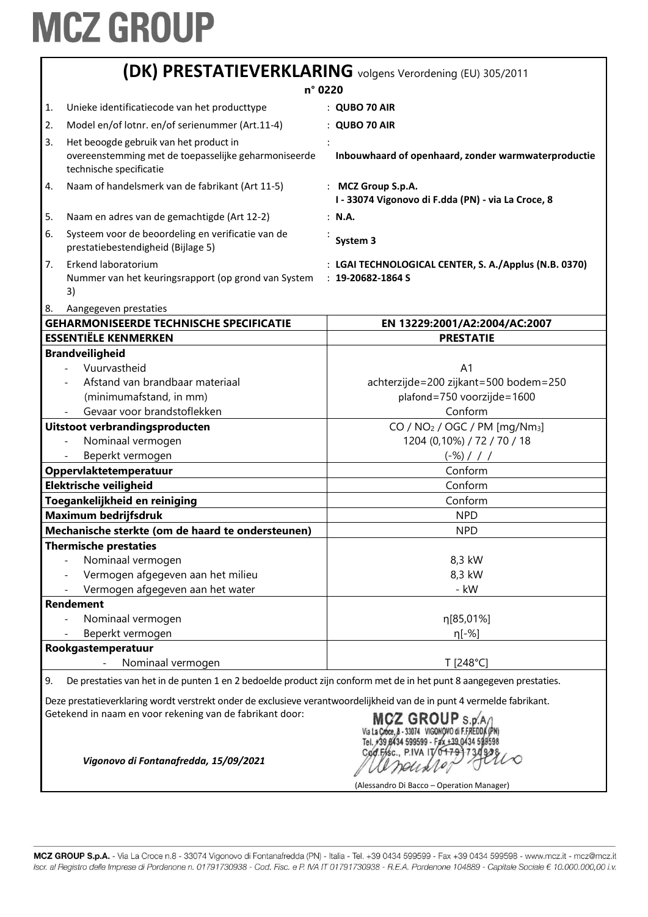# MCZ GROUP

## (DK) PRESTATIEVERKLARING volgens Verordening (EU) 305/2011

**n° 0220**

1. Unieke identificatiecode van het producttype : **QUBO 70 AIR**
2. Model en/of lotnr. en/of serienummer (Art.11-4) : **QUBO 70 AIR**
3. Het beoogde gebruik van het product in overeenstemming met de toepasselijke geharmoniseerde technische specificatie : **Inbouwhaard of openhaard, zonder warmwaterproductie**
4. Naam of handelsmerk van de fabrikant (Art 11-5) : **MCZ Group S.p.A. I - 33074 Vigonovo di F.dda (PN) - via La Croce, 8**
5. Naam en adres van de gemachtigde (Art 12-2) : **N.A.**
6. Systeem voor de beoordeling en verificatie van de prestatiebestendigheid (Bijlage 5) : **System 3**
7. Erkend laboratorium : **LGAI TECHNOLOGICAL CENTER, S. A./Applus (N.B. 0370)**
   Nummer van het keuringsrapport (op grond van System 3) : **19-20682-1864 S**
8. Aangegeven prestaties

| **GEHARMONISEERDE TECHNISCHE SPECIFICATIE** | **EN 13229:2001/A2:2004/AC:2007** |
|---|---|
| **ESSENTIËLE KENMERKEN** | **PRESTATIE** |
| **Brandveiligheid** | |
| - Vuurvastheid | A1 |
| - Afstand van brandbaar materiaal (minimumafstand, in mm) | achterzijde=200 zijkant=500 bodem=250 plafond=750 voorzijde=1600 |
| - Gevaar voor brandstoflekken | Conform |
| **Uitstoot verbrandingsproducten** | CO / $NO_2$ / OGC / PM [mg/$Nm_3$] |
| - Nominaal vermogen | 1204 (0,10%) / 72 / 70 / 18 |
| - Beperkt vermogen | (-%) / / / |
| **Oppervlaktetemperatuur** | Conform |
| **Elektrische veiligheid** | Conform |
| **Toegankelijkheid en reiniging** | Conform |
| **Maximum bedrijfsdruk** | NPD |
| **Mechanische sterkte (om de haard te ondersteunen)** | NPD |
| **Thermische prestaties** | |
| - Nominaal vermogen | 8,3 kW |
| - Vermogen afgegeven aan het milieu | 8,3 kW |
| - Vermogen afgegeven aan het water | - kW |
| **Rendement** | |
| - Nominaal vermogen | η[85,01%] |
| - Beperkt vermogen | η[-%] |
| **Rookgastemperatuur** | |
| - Nominaal vermogen | T [248°C] |

9. De prestaties van het in de punten 1 en 2 bedoelde product zijn conform met de in het punt 8 aangegeven prestaties.

Deze prestatieverklaring wordt verstrekt onder de exclusieve verantwoordelijkheid van de in punt 4 vermelde fabrikant.
Getekend in naam en voor rekening van de fabrikant door:

*Vigonovo di Fontanafredda, 15/09/2021*

MCZ GROUP S.p.A. Via La Croce, 8 - 33074 VIGONOVO di F.FREDDA (PN) Tel. +39 0434 599599 - Fax +39 0434 599598 Cod.Fisc., P.IVA IT 01791730938

(Alessandro Di Bacco – Operation Manager)

MCZ GROUP S.p.A. - Via La Croce n.8 - 33074 Vigonovo di Fontanafredda (PN) - Italia - Tel. +39 0434 599599 - Fax +39 0434 599598 - www.mcz.it - mcz@mcz.it
*Iscr. al Registro delle Imprese di Pordenone n. 01791730938 - Cod. Fisc. e P. IVA IT 01791730938 - R.E.A. Pordenone 104889 - Capitale Sociale € 10.000.000,00 i.v.*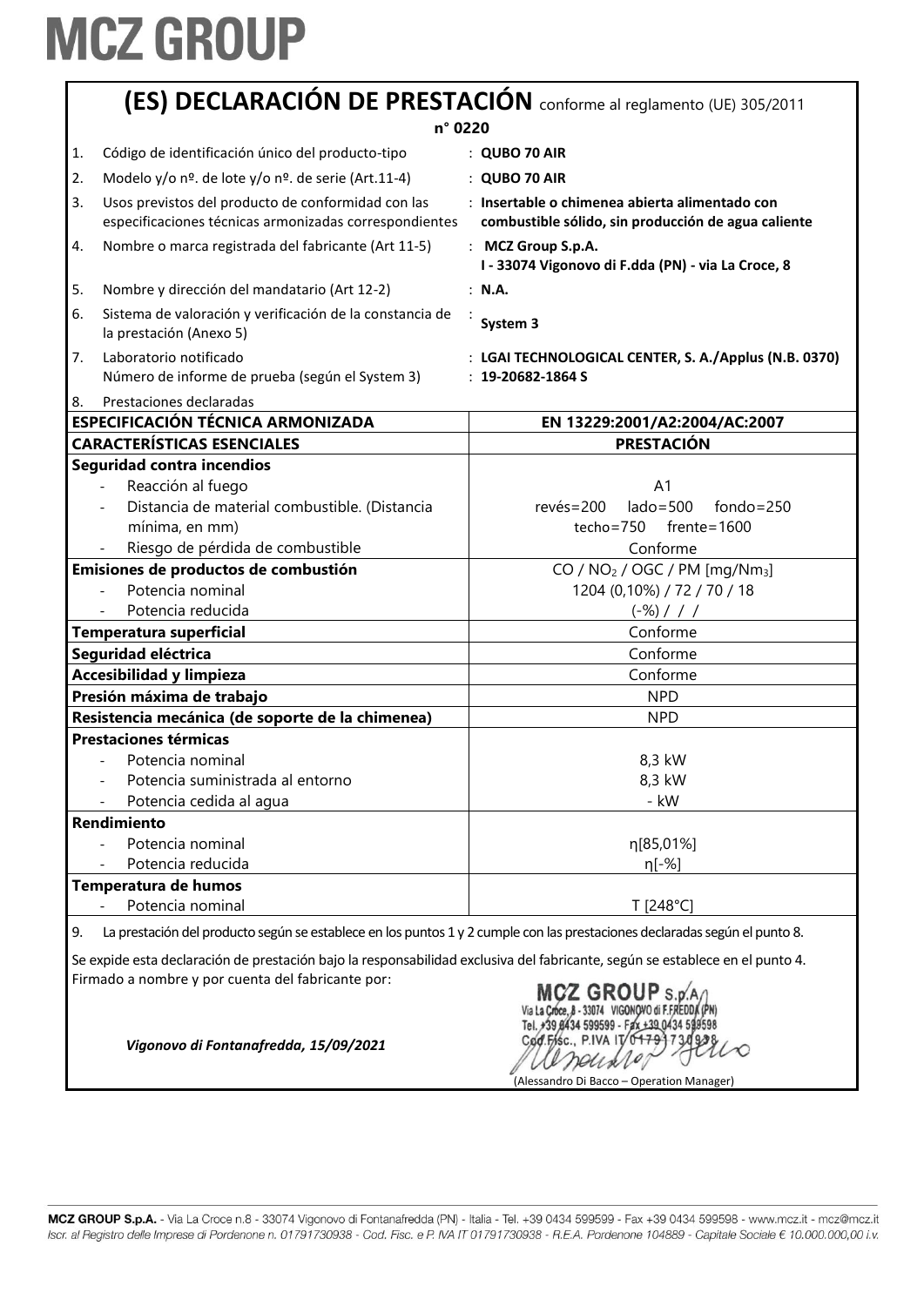# MCZ GROUP

## (ES) DECLARACIÓN DE PRESTACIÓN conforme al reglamento (UE) 305/2011

**n° 0220**

| | | |
|---|---|---|
| 1. | Código de identificación único del producto-tipo | : **QUBO 70 AIR** |
| 2. | Modelo y/o nº. de lote y/o nº. de serie (Art.11-4) | : **QUBO 70 AIR** |
| 3. | Usos previstos del producto de conformidad con las especificaciones técnicas armonizadas correspondientes | : **Insertable o chimenea abierta alimentado con combustible sólido, sin producción de agua caliente** |
| 4. | Nombre o marca registrada del fabricante (Art 11-5) | : **MCZ Group S.p.A. I - 33074 Vigonovo di F.dda (PN) - via La Croce, 8** |
| 5. | Nombre y dirección del mandatario (Art 12-2) | : **N.A.** |
| 6. | Sistema de valoración y verificación de la constancia de la prestación (Anexo 5) | : **System 3** |
| 7. | Laboratorio notificado Número de informe de prueba (según el System 3) | : **LGAI TECHNOLOGICAL CENTER, S. A./Applus (N.B. 0370)** : **19-20682-1864 S** |
| 8. | Prestaciones declaradas | |

| **ESPECIFICACIÓN TÉCNICA ARMONIZADA** | **EN 13229:2001/A2:2004/AC:2007** |
|---|---|
| **CARACTERÍSTICAS ESENCIALES** | **PRESTACIÓN** |
| **Seguridad contra incendios** | |
| - Reacción al fuego | A1 |
| - Distancia de material combustible. (Distancia mínima, en mm) | revés=200 lado=500 fondo=250 techo=750 frente=1600 |
| - Riesgo de pérdida de combustible | Conforme |
| **Emisiones de productos de combustión** | CO / $NO_2$ / OGC / PM [mg/$Nm_3$] |
| - Potencia nominal | 1204 (0,10%) / 72 / 70 / 18 |
| - Potencia reducida | (-%) / / / |
| **Temperatura superficial** | Conforme |
| **Seguridad eléctrica** | Conforme |
| **Accesibilidad y limpieza** | Conforme |
| **Presión máxima de trabajo** | NPD |
| **Resistencia mecánica (de soporte de la chimenea)** | NPD |
| **Prestaciones térmicas** | |
| - Potencia nominal | 8,3 kW |
| - Potencia suministrada al entorno | 8,3 kW |
| - Potencia cedida al agua | - kW |
| **Rendimiento** | |
| - Potencia nominal | η[85,01%] |
| - Potencia reducida | η[-%] |
| **Temperatura de humos** | |
| - Potencia nominal | T [248°C] |

9. La prestación del producto según se establece en los puntos 1 y 2 cumple con las prestaciones declaradas según el punto 8.

Se expide esta declaración de prestación bajo la responsabilidad exclusiva del fabricante, según se establece en el punto 4.
Firmado a nombre y por cuenta del fabricante por:

*Vigonovo di Fontanafredda, 15/09/2021*

MCZ GROUP S.p.A. Via La Croce, 8 - 33074 VIGONOVO di F.FREDDA (PN) Tel. +39 0434 599599 - Fax +39 0434 599598 Cod.Fisc., P.IVA IT 01791730938

(Alessandro Di Bacco – Operation Manager)

MCZ GROUP S.p.A. - Via La Croce n.8 - 33074 Vigonovo di Fontanafredda (PN) - Italia - Tel. +39 0434 599599 - Fax +39 0434 599598 - www.mcz.it - mcz@mcz.it
*Iscr. al Registro delle Imprese di Pordenone n. 01791730938 - Cod. Fisc. e P. IVA IT 01791730938 - R.E.A. Pordenone 104889 - Capitale Sociale € 10.000.000,00 i.v.*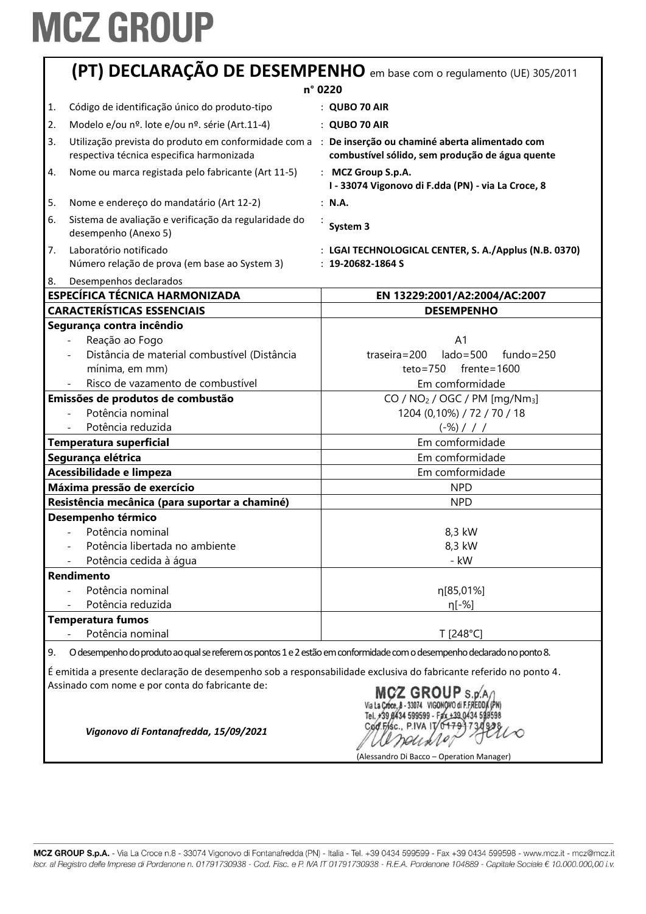# MCZ GROUP

## (PT) DECLARAÇÃO DE DESEMPENHO em base com o regulamento (UE) 305/2011

**n° 0220**

| | | |
|---|---|---|
| 1. | Código de identificação único do produto-tipo | : **QUBO 70 AIR** |
| 2. | Modelo e/ou nº. lote e/ou nº. série (Art.11-4) | : **QUBO 70 AIR** |
| 3. | Utilização prevista do produto em conformidade com a respectiva técnica especifica harmonizada | : **De inserção ou chaminé aberta alimentado com combustível sólido, sem produção de água quente** |
| 4. | Nome ou marca registada pelo fabricante (Art 11-5) | : **MCZ Group S.p.A. I - 33074 Vigonovo di F.dda (PN) - via La Croce, 8** |
| 5. | Nome e endereço do mandatário (Art 12-2) | : **N.A.** |
| 6. | Sistema de avaliação e verificação da regularidade do desempenho (Anexo 5) | : **System 3** |
| 7. | Laboratório notificado<br>Número relação de prova (em base ao System 3) | : **LGAI TECHNOLOGICAL CENTER, S. A./Applus (N.B. 0370)**<br>: **19-20682-1864 S** |
| 8. | Desempenhos declarados | |

| **ESPECÍFICA TÉCNICA HARMONIZADA** | **EN 13229:2001/A2:2004/AC:2007** |
|---|---|
| **CARACTERÍSTICAS ESSENCIAIS** | **DESEMPENHO** |
| **Segurança contra incêndio** | |
| - Reação ao Fogo | A1 |
| - Distância de material combustível (Distância mínima, em mm) | traseira=200 lado=500 fundo=250<br>teto=750 frente=1600 |
| - Risco de vazamento de combustível | Em comformidade |
| **Emissões de produtos de combustão** | CO / $NO_2$ / OGC / PM [mg/$Nm_3$] |
| - Potência nominal | 1204 (0,10%) / 72 / 70 / 18 |
| - Potência reduzida | (-%) / / / |
| **Temperatura superficial** | Em comformidade |
| **Segurança elétrica** | Em comformidade |
| **Acessibilidade e limpeza** | Em comformidade |
| **Máxima pressão de exercício** | NPD |
| **Resistência mecânica (para suportar a chaminé)** | NPD |
| **Desempenho térmico** | |
| - Potência nominal | 8,3 kW |
| - Potência libertada no ambiente | 8,3 kW |
| - Potência cedida à água | - kW |
| **Rendimento** | |
| - Potência nominal | η[85,01%] |
| - Potência reduzida | η[-%] |
| **Temperatura fumos** | |
| - Potência nominal | T [248°C] |

9. O desempenho do produto ao qual se referem os pontos 1 e 2 estão em conformidade com o desempenho declarado no ponto 8.

É emitida a presente declaração de desempenho sob a responsabilidade exclusiva do fabricante referido no ponto 4.
Assinado com nome e por conta do fabricante de:

*Vigonovo di Fontanafredda, 15/09/2021*

MCZ GROUP S.p.A.
Via La Croce, 8 - 33074 VIGONOVO di F.FREDDA (PN)
Tel. +39 0434 599599 - Fax +39 0434 599598
Cod.Fisc., P.IVA IT 01791730938

(Alessandro Di Bacco – Operation Manager)

MCZ GROUP S.p.A. - Via La Croce n.8 - 33074 Vigonovo di Fontanafredda (PN) - Italia - Tel. +39 0434 599599 - Fax +39 0434 599598 - www.mcz.it - mcz@mcz.it
*Iscr. al Registro delle Imprese di Pordenone n. 01791730938 - Cod. Fisc. e P. IVA IT 01791730938 - R.E.A. Pordenone 104889 - Capitale Sociale € 10.000.000,00 i.v.*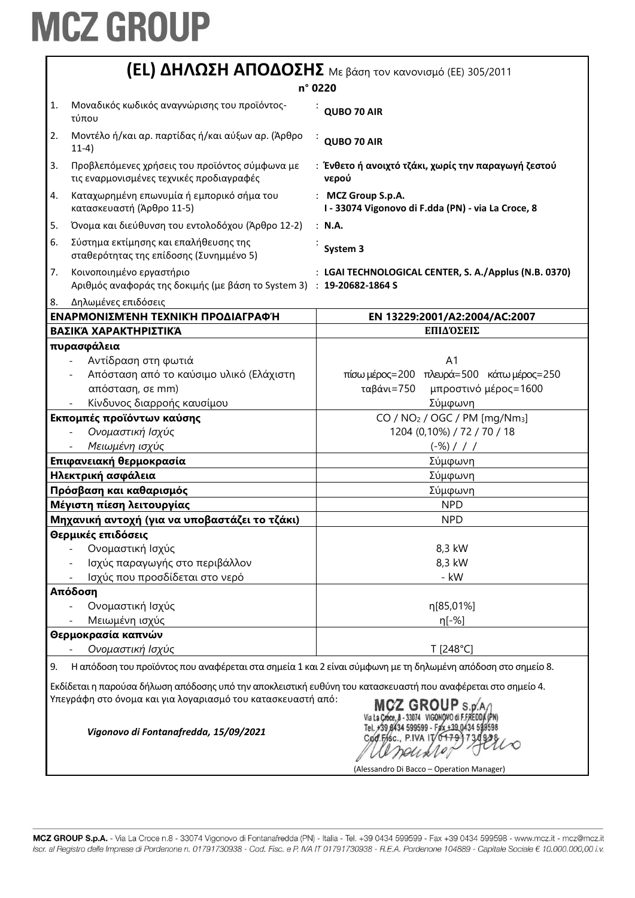# MCZ GROUP

## (EL) ΔΗΛΩΣΗ ΑΠΟΔΟΣΗΣ Με βάση τον κανονισμό (ΕΕ) 305/2011

**n° 0220**

1. Μοναδικός κωδικός αναγνώρισης του προϊόντος-τύπου : **QUBO 70 AIR**
2. Μοντέλο ή/και αρ. παρτίδας ή/και αύξων αρ. (Άρθρο 11-4) : **QUBO 70 AIR**
3. Προβλεπόμενες χρήσεις του προϊόντος σύμφωνα με τις εναρμονισμένες τεχνικές προδιαγραφές : **Ένθετο ή ανοιχτό τζάκι, χωρίς την παραγωγή ζεστού νερού**
4. Καταχωρημένη επωνυμία ή εμπορικό σήμα του κατασκευαστή (Άρθρο 11-5) : **MCZ Group S.p.A.**
   **I - 33074 Vigonovo di F.dda (PN) - via La Croce, 8**
5. Όνομα και διεύθυνση του εντολοδόχου (Άρθρο 12-2) : **N.A.**
6. Σύστημα εκτίμησης και επαλήθευσης της σταθερότητας της επίδοσης (Συνημμένο 5) : **System 3**
7. Κοινοποιημένο εργαστήριο : **LGAI TECHNOLOGICAL CENTER, S. A./Applus (N.B. 0370)**
   Αριθμός αναφοράς της δοκιμής (με βάση το System 3) : **19-20682-1864 S**
8. Δηλωμένες επιδόσεις

| ΕΝΑΡΜΟΝΙΣΜΈΝΗ ΤΕΧΝΙΚΉ ΠΡΟΔΙΑΓΡΑΦΉ | EN 13229:2001/A2:2004/AC:2007 |
|---|---|
| **ΒΑΣΙΚΆ ΧΑΡΑΚΤΗΡΙΣΤΙΚΆ** | **ΕΠΙΔΌΣΕΙΣ** |
| **πυρασφάλεια** | |
| - Αντίδραση στη φωτιά | A1 |
| - Απόσταση από το καύσιμο υλικό (Ελάχιστη απόσταση, σε mm) | πίσω μέρος=200 πλευρά=500 κάτω μέρος=250 ταβάνι=750 μπροστινό μέρος=1600 |
| - Κίνδυνος διαρροής καυσίμου | Σύμφωνη |
| **Εκπομπές προϊόντων καύσης** | CO / $NO_2$ / OGC / PM [mg/$Nm_3$] |
| - *Ονομαστική Ισχύς* | 1204 (0,10%) / 72 / 70 / 18 |
| - *Μειωμένη ισχύς* | (-%) / / / |
| **Επιφανειακή θερμοκρασία** | Σύμφωνη |
| **Ηλεκτρική ασφάλεια** | Σύμφωνη |
| **Πρόσβαση και καθαρισμός** | Σύμφωνη |
| **Μέγιστη πίεση λειτουργίας** | NPD |
| **Μηχανική αντοχή (για να υποβαστάζει το τζάκι)** | NPD |
| **Θερμικές επιδόσεις** | |
| - Ονομαστική Ισχύς | 8,3 kW |
| - Ισχύς παραγωγής στο περιβάλλον | 8,3 kW |
| - Ισχύς που προσδίδεται στο νερό | - kW |
| **Απόδοση** | |
| - Ονομαστική Ισχύς | η[85,01%] |
| - Μειωμένη ισχύς | η[-%] |
| **Θερμοκρασία καπνών** | |
| - *Ονομαστική Ισχύς* | T [248°C] |

9. Η απόδοση του προϊόντος που αναφέρεται στα σημεία 1 και 2 είναι σύμφωνη με τη δηλωμένη απόδοση στο σημείο 8.

Εκδίδεται η παρούσα δήλωση απόδοσης υπό την αποκλειστική ευθύνη του κατασκευαστή που αναφέρεται στο σημείο 4.
Υπεγράφη στο όνομα και για λογαριασμό του κατασκευαστή από:

*Vigonovo di Fontanafredda, 15/09/2021*

MCZ GROUP S.p.A.
Via La Croce, 8 - 33074 VIGONOVO di F.FREDDA (PN)
Tel. +39 0434 599599 - Fax +39 0434 599598
Cod.Fisc., P.IVA IT 01791730938

(Alessandro Di Bacco – Operation Manager)

MCZ GROUP S.p.A. - Via La Croce n.8 - 33074 Vigonovo di Fontanafredda (PN) - Italia - Tel. +39 0434 599599 - Fax +39 0434 599598 - www.mcz.it - mcz@mcz.it
*Iscr. al Registro delle Imprese di Pordenone n. 01791730938 - Cod. Fisc. e P. IVA IT 01791730938 - R.E.A. Pordenone 104889 - Capitale Sociale € 10.000.000,00 i.v.*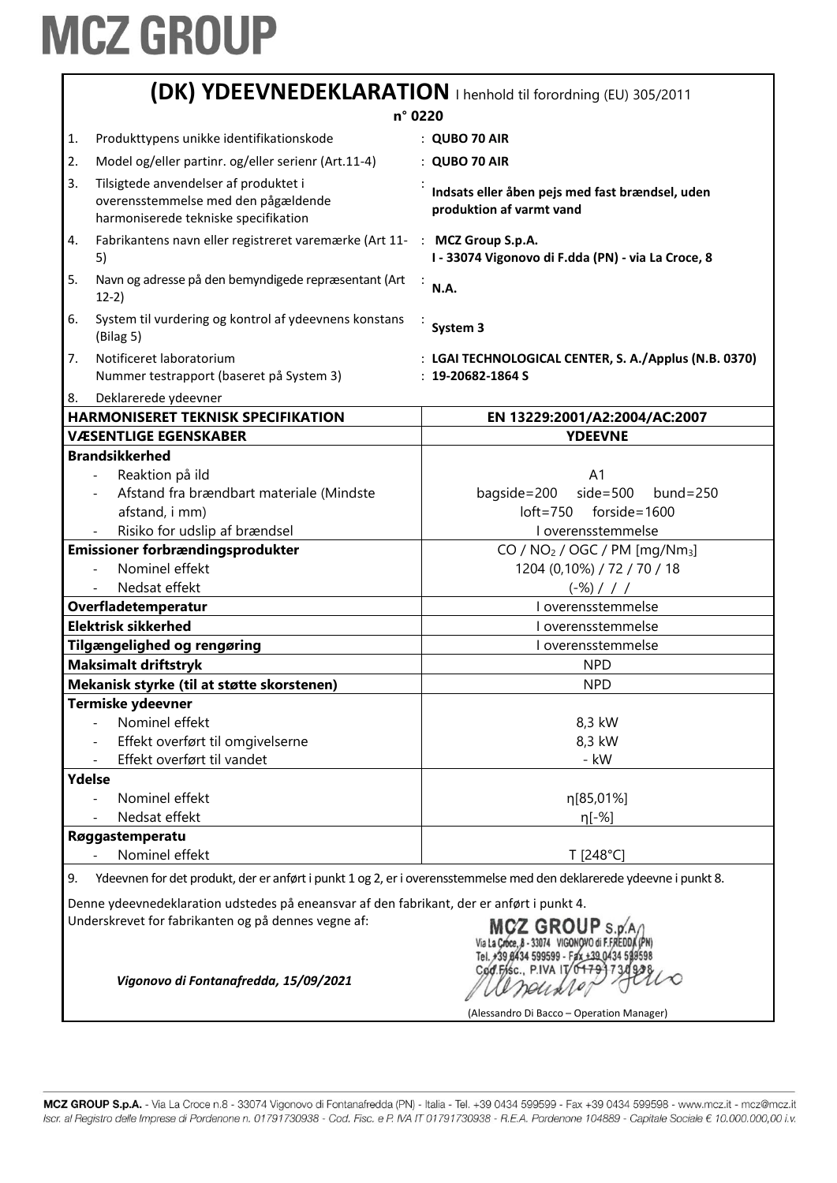# MCZ GROUP

## (DK) YDEEVNEDEKLARATION I henhold til forordning (EU) 305/2011

**n° 0220**

| | | |
|---|---|---|
| 1. | Produkttypens unikke identifikationskode | : **QUBO 70 AIR** |
| 2. | Model og/eller partinr. og/eller serienr (Art.11-4) | : **QUBO 70 AIR** |
| 3. | Tilsigtede anvendelser af produktet i overensstemmelse med den pågældende harmoniserede tekniske specifikation | : **Indsats eller åben pejs med fast brændsel, uden produktion af varmt vand** |
| 4. | Fabrikantens navn eller registreret varemærke (Art 11-5) | : **MCZ Group S.p.A.** **I - 33074 Vigonovo di F.dda (PN) - via La Croce, 8** |
| 5. | Navn og adresse på den bemyndigede repræsentant (Art 12-2) | : **N.A.** |
| 6. | System til vurdering og kontrol af ydeevnens konstans (Bilag 5) | : **System 3** |
| 7. | Notificeret laboratorium<br>Nummer testrapport (baseret på System 3) | : **LGAI TECHNOLOGICAL CENTER, S. A./Applus (N.B. 0370)**<br>: **19-20682-1864 S** |
| 8. | Deklarerede ydeevner | |

| **HARMONISERET TEKNISK SPECIFIKATION** | **EN 13229:2001/A2:2004/AC:2007** |
|---|---|
| **VÆSENTLIGE EGENSKABER** | **YDEEVNE** |
| **Brandsikkerhed** | |
| - Reaktion på ild | A1 |
| - Afstand fra brændbart materiale (Mindste afstand, i mm) | bagside=200 side=500 bund=250 loft=750 forside=1600 |
| - Risiko for udslip af brændsel | I overensstemmelse |
| **Emissioner forbrændingsprodukter** | $CO$ / $NO_2$ / OGC / PM [mg/Nm$_3$] |
| - Nominel effekt | 1204 (0,10%) / 72 / 70 / 18 |
| - Nedsat effekt | (-%) / / / |
| **Overfladetemperatur** | I overensstemmelse |
| **Elektrisk sikkerhed** | I overensstemmelse |
| **Tilgængelighed og rengøring** | I overensstemmelse |
| **Maksimalt driftstryk** | NPD |
| **Mekanisk styrke (til at støtte skorstenen)** | NPD |
| **Termiske ydeevner** | |
| - Nominel effekt | 8,3 kW |
| - Effekt overført til omgivelserne | 8,3 kW |
| - Effekt overført til vandet | - kW |
| **Ydelse** | |
| - Nominel effekt | η[85,01%] |
| - Nedsat effekt | η[-%] |
| **Røggastemperatu** | |
| - Nominel effekt | T [248°C] |

9. Ydeevnen for det produkt, der er anført i punkt 1 og 2, er i overensstemmelse med den deklarerede ydeevne i punkt 8.

Denne ydeevnedeklaration udstedes på eneansvar af den fabrikant, der er anført i punkt 4.
Underskrevet for fabrikanten og på dennes vegne af:

*Vigonovo di Fontanafredda, 15/09/2021*

MCZ GROUP S.p.A. Via La Croce, 8 - 33074 VIGONOVO di F.FREDDA (PN) Tel. +39 0434 599599 - Fax +39 0434 599598 Cod. Fisc., P.IVA IT 01791730938

(Alessandro Di Bacco – Operation Manager)

MCZ GROUP S.p.A. - Via La Croce n.8 - 33074 Vigonovo di Fontanafredda (PN) - Italia - Tel. +39 0434 599599 - Fax +39 0434 599598 - www.mcz.it - mcz@mcz.it
Iscr. al Registro delle Imprese di Pordenone n. 01791730938 - Cod. Fisc. e P. IVA IT 01791730938 - R.E.A. Pordenone 104889 - Capitale Sociale € 10.000.000,00 i.v.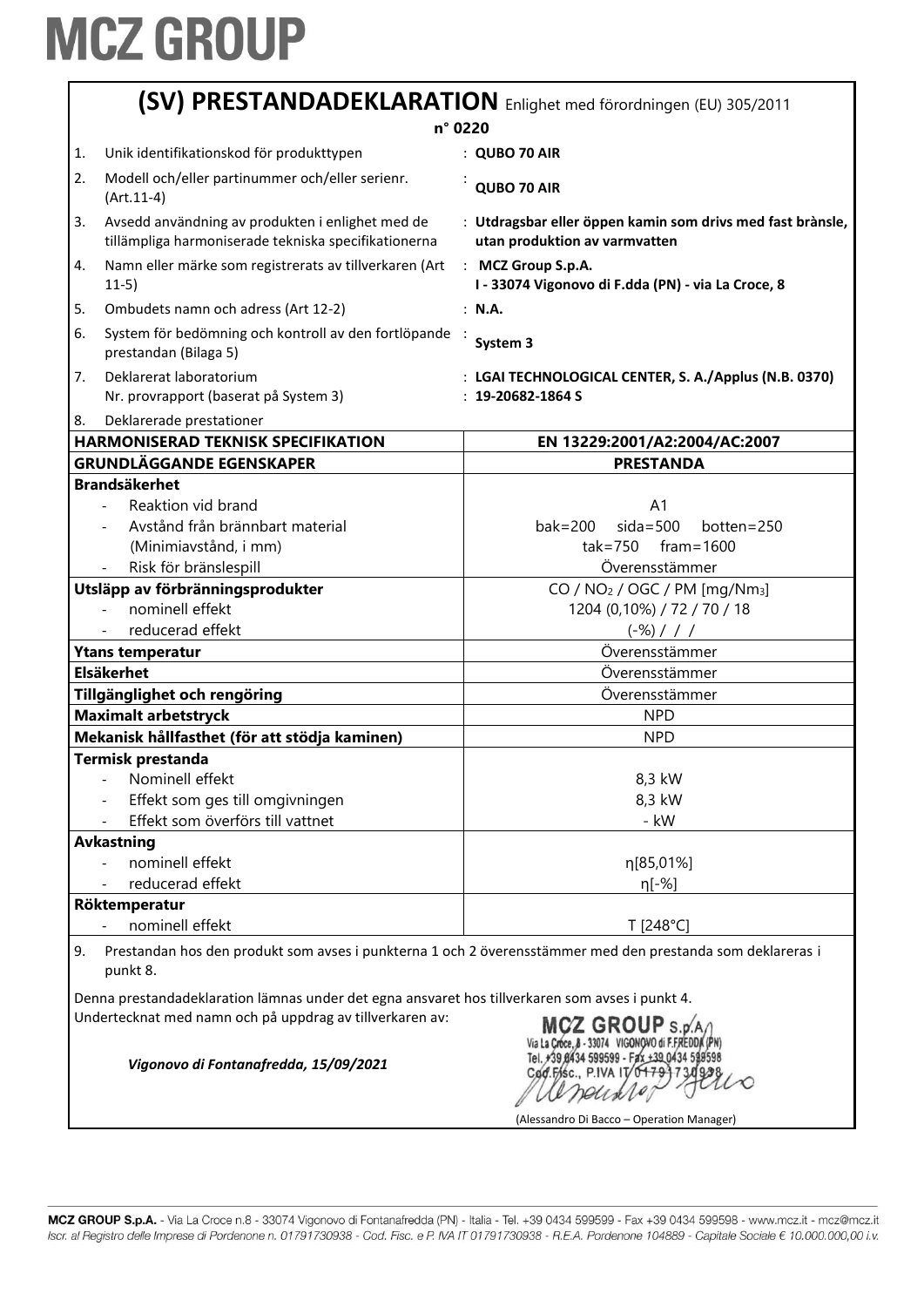# MCZ GROUP

## (SV) PRESTANDADEKLARATION Enlighet med förordningen (EU) 305/2011

**n° 0220**

| | | |
|---|---|---|
| 1. | Unik identifikationskod för produkttypen | : **QUBO 70 AIR** |
| 2. | Modell och/eller partinummer och/eller serienr. (Art.11-4) | : **QUBO 70 AIR** |
| 3. | Avsedd användning av produkten i enlighet med de tillämpliga harmoniserade tekniska specifikationerna | : **Utdragsbar eller öppen kamin som drivs med fast brànsle, utan produktion av varmvatten** |
| 4. | Namn eller märke som registrerats av tillverkaren (Art 11-5) | : **MCZ Group S.p.A.** **I - 33074 Vigonovo di F.dda (PN) - via La Croce, 8** |
| 5. | Ombudets namn och adress (Art 12-2) | : **N.A.** |
| 6. | System för bedömning och kontroll av den fortlöpande prestandan (Bilaga 5) | : **System 3** |
| 7. | Deklarerat laboratorium Nr. provrapport (baserat på System 3) | : **LGAI TECHNOLOGICAL CENTER, S. A./Applus (N.B. 0370)** : **19-20682-1864 S** |
| 8. | Deklarerade prestationer | |

| HARMONISERAD TEKNISK SPECIFIKATION | EN 13229:2001/A2:2004/AC:2007 |
|---|---|
| **GRUNDLÄGGANDE EGENSKAPER** | **PRESTANDA** |
| **Brandsäkerhet** | |
| - Reaktion vid brand | A1 |
| - Avstånd från brännbart material (Minimiavstånd, i mm) | bak=200 sida=500 botten=250 tak=750 fram=1600 |
| - Risk för bränslespill | Överensstämmer |
| **Utsläpp av förbränningsprodukter** | CO / $NO_2$ / OGC / PM [mg/$Nm_3$] |
| - nominell effekt | 1204 (0,10%) / 72 / 70 / 18 |
| - reducerad effekt | (-%) / / / |
| **Ytans temperatur** | Överensstämmer |
| **Elsäkerhet** | Överensstämmer |
| **Tillgänglighet och rengöring** | Överensstämmer |
| **Maximalt arbetstryck** | NPD |
| **Mekanisk hållfasthet (för att stödja kaminen)** | NPD |
| **Termisk prestanda** | |
| - Nominell effekt | 8,3 kW |
| - Effekt som ges till omgivningen | 8,3 kW |
| - Effekt som överförs till vattnet | - kW |
| **Avkastning** | |
| - nominell effekt | η[85,01%] |
| - reducerad effekt | η[-%] |
| **Röktemperatur** | |
| - nominell effekt | T [248°C] |

9. Prestandan hos den produkt som avses i punkterna 1 och 2 överensstämmer med den prestanda som deklareras i punkt 8.

Denna prestandadeklaration lämnas under det egna ansvaret hos tillverkaren som avses i punkt 4.
Undertecknat med namn och på uppdrag av tillverkaren av:

*Vigonovo di Fontanafredda, 15/09/2021*

MCZ GROUP S.p.A. Via La Croce, 8 - 33074 VIGONOVO di F.FREDDA (PN) Tel. +39 0434 599599 - Fax +39 0434 599598 Cod.Fisc., P.IVA IT 01791730938

(Alessandro Di Bacco – Operation Manager)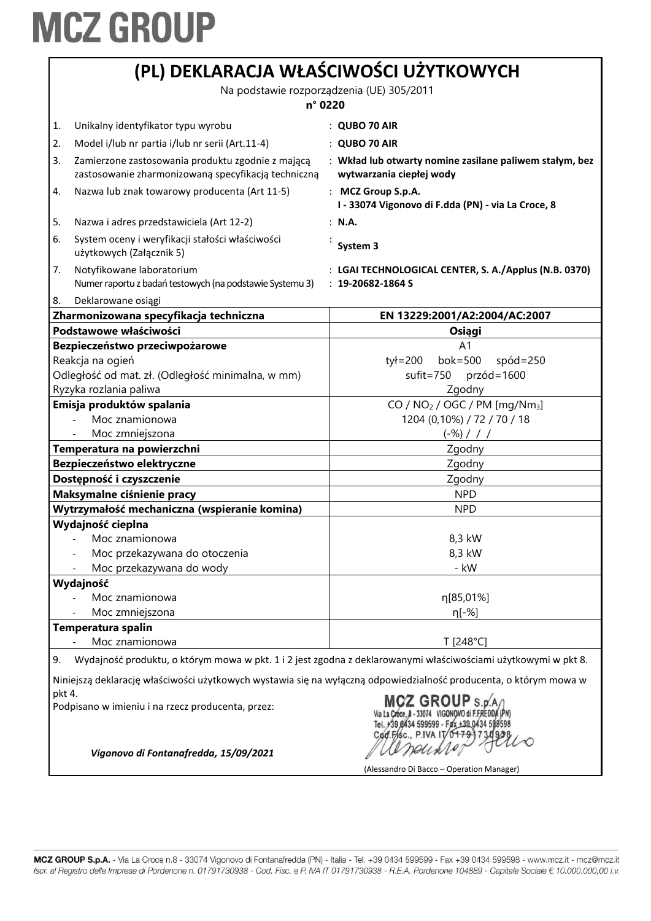# MCZ GROUP

## (PL) DEKLARACJA WŁAŚCIWOŚCI UŻYTKOWYCH

Na podstawie rozporządzenia (UE) 305/2011

**n° 0220**

| | | |
|---|---|---|
| 1. | Unikalny identyfikator typu wyrobu | : **QUBO 70 AIR** |
| 2. | Model i/lub nr partia i/lub nr serii (Art.11-4) | : **QUBO 70 AIR** |
| 3. | Zamierzone zastosowania produktu zgodnie z mającą zastosowanie zharmonizowaną specyfikacją techniczną | : **Wkład lub otwarty nomine zasilane paliwem stałym, bez wytwarzania ciepłej wody** |
| 4. | Nazwa lub znak towarowy producenta (Art 11-5) | : **MCZ Group S.p.A. I - 33074 Vigonovo di F.dda (PN) - via La Croce, 8** |
| 5. | Nazwa i adres przedstawiciela (Art 12-2) | : **N.A.** |
| 6. | System oceny i weryfikacji stałości właściwości użytkowych (Załącznik 5) | : **System 3** |
| 7. | Notyfikowane laboratorium<br>Numer raportu z badań testowych (na podstawie Systemu 3) | : **LGAI TECHNOLOGICAL CENTER, S. A./Applus (N.B. 0370)**<br>: **19-20682-1864 S** |
| 8. | Deklarowane osiągi | |

| **Zharmonizowana specyfikacja techniczna** | **EN 13229:2001/A2:2004/AC:2007** |
|---|---|
| **Podstawowe właściwości** | **Osiągi** |
| **Bezpieczeństwo przeciwpożarowe** | A1 |
| Reakcja na ogień | tył=200 bok=500 spód=250 |
| Odległość od mat. zł. (Odległość minimalna, w mm) | sufit=750 przód=1600 |
| Ryzyka rozlania paliwa | Zgodny |
| **Emisja produktów spalania** | CO / $NO_2$ / OGC / PM [mg/$Nm_3$] |
| - Moc znamionowa | 1204 (0,10%) / 72 / 70 / 18 |
| - Moc zmniejszona | (-%) / / / |
| **Temperatura na powierzchni** | Zgodny |
| **Bezpieczeństwo elektryczne** | Zgodny |
| **Dostępność i czyszczenie** | Zgodny |
| **Maksymalne ciśnienie pracy** | NPD |
| **Wytrzymałość mechaniczna (wspieranie komina)** | NPD |
| **Wydajność cieplna** | |
| - Moc znamionowa | 8,3 kW |
| - Moc przekazywana do otoczenia | 8,3 kW |
| - Moc przekazywana do wody | - kW |
| **Wydajność** | |
| - Moc znamionowa | η[85,01%] |
| - Moc zmniejszona | η[-%] |
| **Temperatura spalin** | |
| - Moc znamionowa | T [248°C] |

9. Wydajność produktu, o którym mowa w pkt. 1 i 2 jest zgodna z deklarowanymi właściwościami użytkowymi w pkt 8.

Niniejszą deklarację właściwości użytkowych wystawia się na wyłączną odpowiedzialność producenta, o którym mowa w pkt 4.

Podpisano w imieniu i na rzecz producenta, przez:

MCZ GROUP S.p.A. Via La Croce, 8 - 33074 VIGONOVO di F.FREDDA (PN) Tel. +39 0434 599599 - Fax +39 0434 599598 Cod.Fisc., P.IVA IT 01791730938

*Vigonovo di Fontanafredda, 15/09/2021*

(Alessandro Di Bacco – Operation Manager)

MCZ GROUP S.p.A. - Via La Croce n.8 - 33074 Vigonovo di Fontanafredda (PN) - Italia - Tel. +39 0434 599599 - Fax +39 0434 599598 - www.mcz.it - mcz@mcz.it
*Iscr. al Registro delle Imprese di Pordenone n. 01791730938 - Cod. Fisc. e P. IVA IT 01791730938 - R.E.A. Pordenone 104889 - Capitale Sociale € 10.000.000,00 i.v.*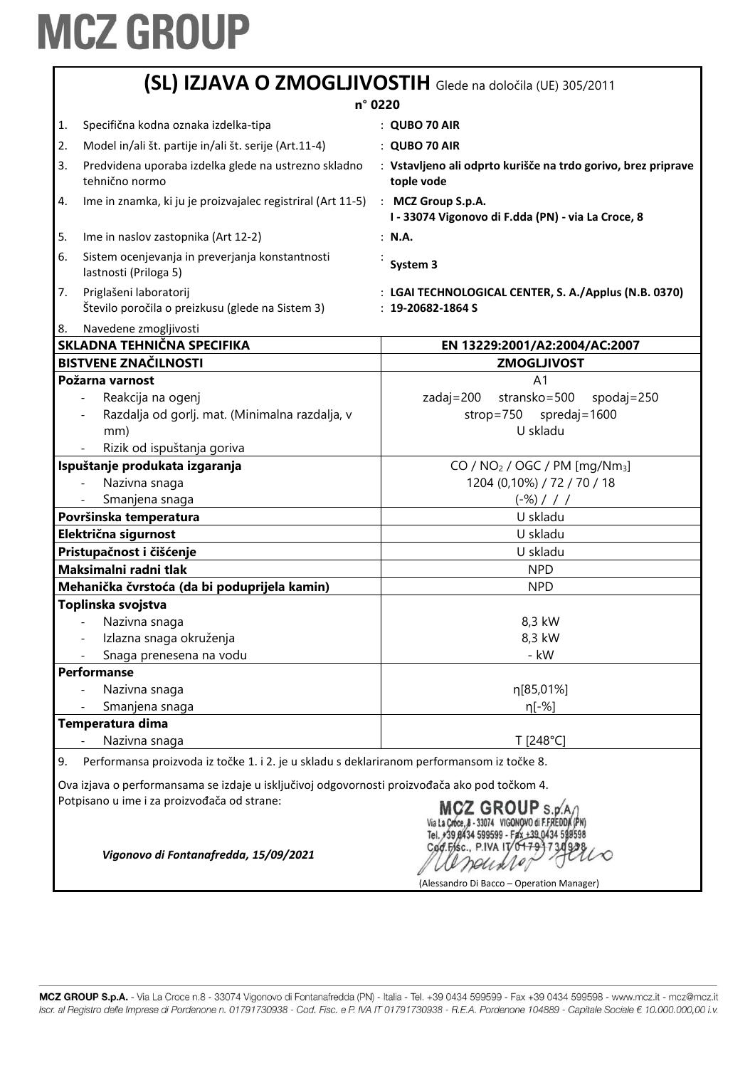# MCZ GROUP

## (SL) IZJAVA O ZMOGLJIVOSTIH Glede na določila (UE) 305/2011

**n° 0220**

| | | |
|---|---|---|
| 1. | Specifična kodna oznaka izdelka-tipa | : **QUBO 70 AIR** |
| 2. | Model in/ali št. partije in/ali št. serije (Art.11-4) | : **QUBO 70 AIR** |
| 3. | Predvidena uporaba izdelka glede na ustrezno skladno tehnično normo | : **Vstavljeno ali odprto kurišče na trdo gorivo, brez priprave tople vode** |
| 4. | Ime in znamka, ki ju je proizvajalec registriral (Art 11-5) | : **MCZ Group S.p.A. I - 33074 Vigonovo di F.dda (PN) - via La Croce, 8** |
| 5. | Ime in naslov zastopnika (Art 12-2) | : **N.A.** |
| 6. | Sistem ocenjevanja in preverjanja konstantnosti lastnosti (Priloga 5) | : **System 3** |
| 7. | Priglašeni laboratorij<br>Število poročila o preizkusu (glede na Sistem 3) | : **LGAI TECHNOLOGICAL CENTER, S. A./Applus (N.B. 0370)**<br>: **19-20682-1864 S** |
| 8. | Navedene zmogljivosti | |

| **SKLADNA TEHNIČNA SPECIFIKA** | **EN 13229:2001/A2:2004/AC:2007** |
|---|---|
| **BISTVENE ZNAČILNOSTI** | **ZMOGLJIVOST** |
| **Požarna varnost** | |
| - Reakcija na ogenj | A1 |
| - Razdalja od gorlj. mat. (Minimalna razdalja, v mm) | zadaj=200 stransko=500 spodaj=250 strop=750 spredaj=1600 |
| - Rizik od ispuštanja goriva | U skladu |
| **Ispuštanje produkata izgaranja** | CO / $NO_2$ / OGC / PM [mg/$Nm_3$] |
| - Nazivna snaga | 1204 (0,10%) / 72 / 70 / 18 |
| - Smanjena snaga | (-%) / / / |
| **Površinska temperatura** | U skladu |
| **Električna sigurnost** | U skladu |
| **Pristupačnost i čišćenje** | U skladu |
| **Maksimalni radni tlak** | NPD |
| **Mehanička čvrstoća (da bi poduprijela kamin)** | NPD |
| **Toplinska svojstva** | |
| - Nazivna snaga | 8,3 kW |
| - Izlazna snaga okruženja | 8,3 kW |
| - Snaga prenesena na vodu | - kW |
| **Performanse** | |
| - Nazivna snaga | η[85,01%] |
| - Smanjena snaga | η[-%] |
| **Temperatura dima** | |
| - Nazivna snaga | T [248°C] |

9. Performansa proizvoda iz točke 1. i 2. je u skladu s deklariranom performansom iz točke 8.

Ova izjava o performansama se izdaje u isključivoj odgovornosti proizvođača ako pod točkom 4.
Potpisano u ime i za proizvođača od strane:

*Vigonovo di Fontanafredda, 15/09/2021*

MCZ GROUP S.p.A. Via La Croce, 8 - 33074 VIGONOVO di F.FREDDA (PN) Tel. +39 0434 599599 - Fax +39 0434 599598 Cod.Fisc., P.IVA IT 01791730938

(Alessandro Di Bacco – Operation Manager)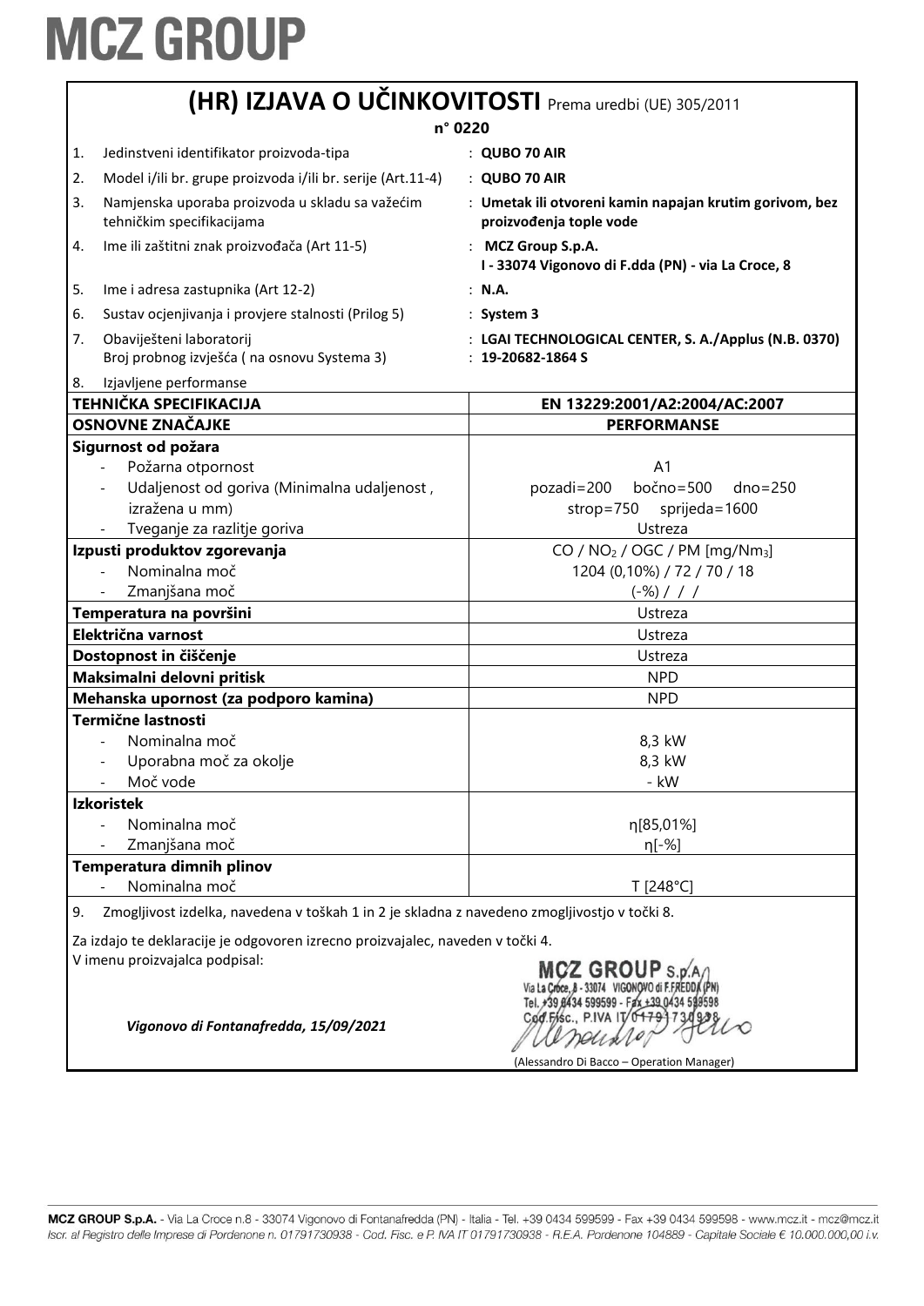# MCZ GROUP

## (HR) IZJAVA O UČINKOVITOSTI Prema uredbi (UE) 305/2011

**n° 0220**

| | | |
|---|---|---|
| 1. | Jedinstveni identifikator proizvoda-tipa | : **QUBO 70 AIR** |
| 2. | Model i/ili br. grupe proizvoda i/ili br. serije (Art.11-4) | : **QUBO 70 AIR** |
| 3. | Namjenska uporaba proizvoda u skladu sa važećim tehničkim specifikacijama | : **Umetak ili otvoreni kamin napajan krutim gorivom, bez proizvođenja tople vode** |
| 4. | Ime ili zaštitni znak proizvođača (Art 11-5) | : **MCZ Group S.p.A. I - 33074 Vigonovo di F.dda (PN) - via La Croce, 8** |
| 5. | Ime i adresa zastupnika (Art 12-2) | : **N.A.** |
| 6. | Sustav ocjenjivanja i provjere stalnosti (Prilog 5) | : **System 3** |
| 7. | Obaviješteni laboratorij<br>Broj probnog izvješća ( na osnovu Systema 3) | : **LGAI TECHNOLOGICAL CENTER, S. A./Applus (N.B. 0370)**<br>: **19-20682-1864 S** |
| 8. | Izjavljene performanse | |

| **TEHNIČKA SPECIFIKACIJA** | **EN 13229:2001/A2:2004/AC:2007** |
|---|---|
| **OSNOVNE ZNAČAJKE** | **PERFORMANSE** |
| **Sigurnost od požara** | |
| - Požarna otpornost | A1 |
| - Udaljenost od goriva (Minimalna udaljenost , izražena u mm) | pozadi=200 bočno=500 dno=250 strop=750 sprijeda=1600 |
| - Tveganje za razlitje goriva | Ustreza |
| **Izpusti produktov zgorevanja** | $CO$ / $NO_2$ / OGC / PM [mg/$Nm_3$] |
| - Nominalna moč | 1204 (0,10%) / 72 / 70 / 18 |
| - Zmanjšana moč | (-%) / / / |
| **Temperatura na površini** | Ustreza |
| **Električna varnost** | Ustreza |
| **Dostopnost in čiščenje** | Ustreza |
| **Maksimalni delovni pritisk** | NPD |
| **Mehanska upornost (za podporo kamina)** | NPD |
| **Termične lastnosti** | |
| - Nominalna moč | 8,3 kW |
| - Uporabna moč za okolje | 8,3 kW |
| - Moč vode | - kW |
| **Izkoristek** | |
| - Nominalna moč | η[85,01%] |
| - Zmanjšana moč | η[-%] |
| **Temperatura dimnih plinov** | |
| - Nominalna moč | T [248°C] |

9. Zmogljivost izdelka, navedena v toškah 1 in 2 je skladna z navedeno zmogljivostjo v točki 8.

Za izdajo te deklaracije je odgovoren izrecno proizvajalec, naveden v točki 4.

V imenu proizvajalca podpisal:

MCZ GROUP S.p.A. Via La Croce, 8 - 33074 VIGONOVO di F.FREDDA (PN) Tel. +39 0434 599599 - Fax +39 0434 599598 Cod.Fisc., P.IVA IT 01791730938

*Vigonovo di Fontanafredda, 15/09/2021*

(Alessandro Di Bacco – Operation Manager)

MCZ GROUP S.p.A. - Via La Croce n.8 - 33074 Vigonovo di Fontanafredda (PN) - Italia - Tel. +39 0434 599599 - Fax +39 0434 599598 - www.mcz.it - mcz@mcz.it
*Iscr. al Registro delle Imprese di Pordenone n. 01791730938 - Cod. Fisc. e P. IVA IT 01791730938 - R.E.A. Pordenone 104889 - Capitale Sociale € 10.000.000,00 i.v.*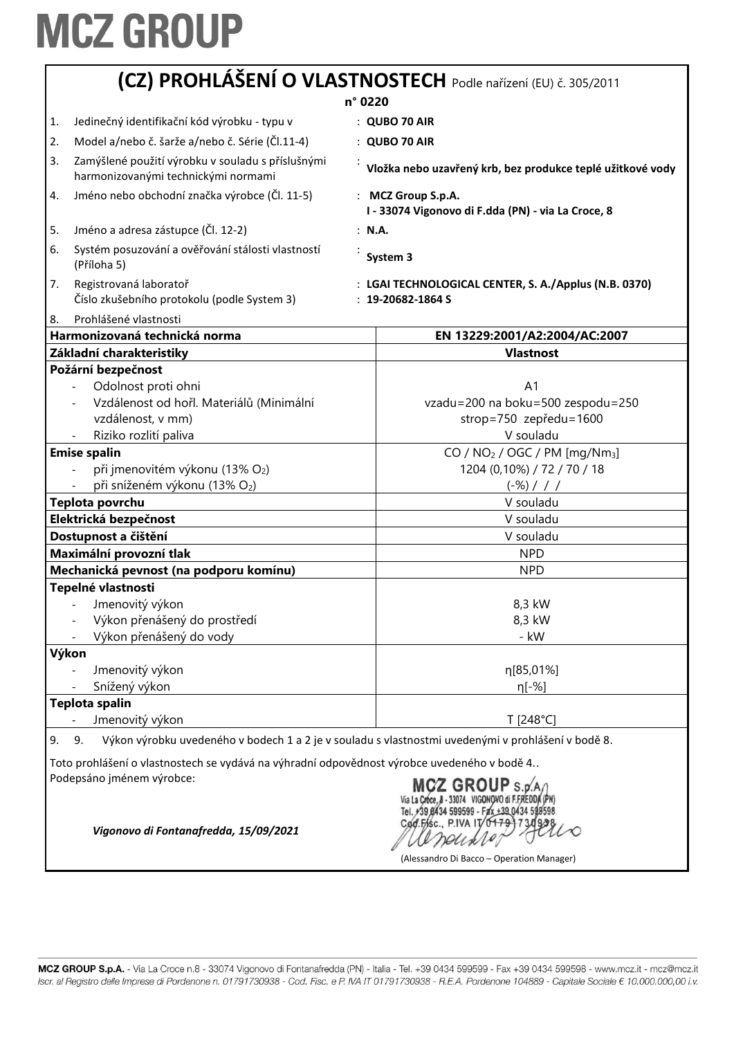# MCZ GROUP

## (CZ) PROHLÁŠENÍ O VLASTNOSTECH Podle nařízení (EU) č. 305/2011

**n° 0220**

1. Jedinečný identifikační kód výrobku - typu v : **QUBO 70 AIR**
2. Model a/nebo č. šarže a/nebo č. Série (Čl.11-4) : **QUBO 70 AIR**
3. Zamýšlené použití výrobku v souladu s příslušnými harmonizovanými technickými normami : **Vložka nebo uzavřený krb, bez produkce teplé užitkové vody**
4. Jméno nebo obchodní značka výrobce (Čl. 11-5) : **MCZ Group S.p.A.** **I - 33074 Vigonovo di F.dda (PN) - via La Croce, 8**
5. Jméno a adresa zástupce (Čl. 12-2) : **N.A.**
6. Systém posuzování a ověřování stálosti vlastností (Příloha 5) : **System 3**
7. Registrovaná laboratoř : **LGAI TECHNOLOGICAL CENTER, S. A./Applus (N.B. 0370)**
   Číslo zkušebního protokolu (podle System 3) : **19-20682-1864 S**
8. Prohlášené vlastnosti

| **Harmonizovaná technická norma** | **EN 13229:2001/A2:2004/AC:2007** |
|---|---|
| **Základní charakteristiky** | **Vlastnost** |
| **Požární bezpečnost** | |
| - Odolnost proti ohni | A1 |
| - Vzdálenost od hořl. Materiálů (Minimální vzdálenost, v mm) | vzadu=200 na boku=500 zespodu=250 strop=750 zepředu=1600 |
| - Riziko rozlití paliva | V souladu |
| **Emise spalin** | CO / $NO_2$ / OGC / PM [mg/Nm$_3$] |
| - při jmenovitém výkonu (13% $O_2$) | 1204 (0,10%) / 72 / 70 / 18 |
| - při sníženém výkonu (13% $O_2$) | (-%) / / / |
| **Teplota povrchu** | V souladu |
| **Elektrická bezpečnost** | V souladu |
| **Dostupnost a čištění** | V souladu |
| **Maximální provozní tlak** | NPD |
| **Mechanická pevnost (na podporu komínu)** | NPD |
| **Tepelné vlastnosti** | |
| - Jmenovitý výkon | 8,3 kW |
| - Výkon přenášený do prostředí | 8,3 kW |
| - Výkon přenášený do vody | - kW |
| **Výkon** | |
| - Jmenovitý výkon | η[85,01%] |
| - Snížený výkon | η[-%] |
| **Teplota spalin** | |
| - Jmenovitý výkon | T [248°C] |

9. 9. Výkon výrobku uvedeného v bodech 1 a 2 je v souladu s vlastnostmi uvedenými v prohlášení v bodě 8.

Toto prohlášení o vlastnostech se vydává na výhradní odpovědnost výrobce uvedeného v bodě 4..

Podepsáno jménem výrobce:

MCZ GROUP S.p.A. Via La Croce, 8 - 33074 VIGONOVO di F.FREDDA (PN) Tel. +39 0434 599599 - Fax +39 0434 599598 Cod.Fisc., P.IVA IT 01791730938

*Vigonovo di Fontanafredda, 15/09/2021*

(Alessandro Di Bacco – Operation Manager)

**MCZ GROUP S.p.A.** - Via La Croce n.8 - 33074 Vigonovo di Fontanafredda (PN) - Italia - Tel. +39 0434 599599 - Fax +39 0434 599598 - www.mcz.it - mcz@mcz.it
*Iscr. al Registro delle Imprese di Pordenone n. 01791730938 - Cod. Fisc. e P. IVA IT 01791730938 - R.E.A. Pordenone 104889 - Capitale Sociale € 10.000.000,00 i.v.*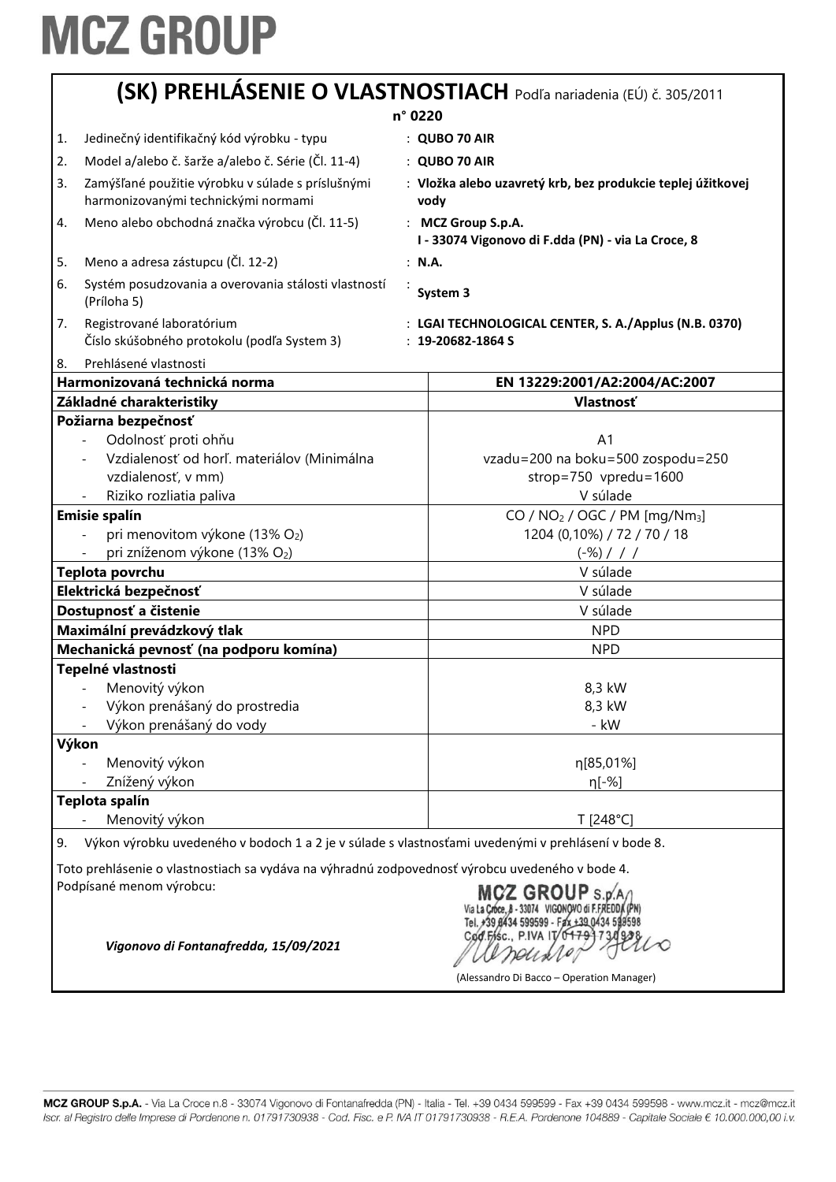MCZ GROUP

# (SK) PREHLÁSENIE O VLASTNOSTIACH Podľa nariadenia (EÚ) č. 305/2011

**n° 0220**

1. Jedinečný identifikačný kód výrobku - typu : **QUBO 70 AIR**
2. Model a/alebo č. šarže a/alebo č. Série (Čl. 11-4) : **QUBO 70 AIR**
3. Zamýšľané použitie výrobku v súlade s príslušnými harmonizovanými technickými normami : **Vložka alebo uzavretý krb, bez produkcie teplej úžitkovej vody**
4. Meno alebo obchodná značka výrobcu (Čl. 11-5) : **MCZ Group S.p.A. I - 33074 Vigonovo di F.dda (PN) - via La Croce, 8**
5. Meno a adresa zástupcu (Čl. 12-2) : **N.A.**
6. Systém posudzovania a overovania stálosti vlastností (Príloha 5) : **System 3**
7. Registrované laboratórium : **LGAI TECHNOLOGICAL CENTER, S. A./Applus (N.B. 0370)**
   Číslo skúšobného protokolu (podľa System 3) : **19-20682-1864 S**
8. Prehlásené vlastnosti

| Harmonizovaná technická norma | EN 13229:2001/A2:2004/AC:2007 |
|---|---|
| **Základné charakteristiky** | **Vlastnosť** |
| **Požiarna bezpečnosť** | |
| - Odolnosť proti ohňu | A1 |
| - Vzdialenosť od horľ. materiálov (Minimálna vzdialenosť, v mm) | vzadu=200 na boku=500 zospodu=250 strop=750 vpredu=1600 |
| - Riziko rozliatia paliva | V súlade |
| **Emisie spalín** | $CO$ / $NO_2$ / OGC / PM [mg/Nm$_3$] |
| - pri menovitom výkone (13% $O_2$) | 1204 (0,10%) / 72 / 70 / 18 |
| - pri zníženom výkone (13% $O_2$) | (-%) / / / |
| **Teplota povrchu** | V súlade |
| **Elektrická bezpečnosť** | V súlade |
| **Dostupnosť a čistenie** | V súlade |
| **Maximální prevádzkový tlak** | NPD |
| **Mechanická pevnosť (na podporu komína)** | NPD |
| **Tepelné vlastnosti** | |
| - Menovitý výkon | 8,3 kW |
| - Výkon prenášaný do prostredia | 8,3 kW |
| - Výkon prenášaný do vody | - kW |
| **Výkon** | |
| - Menovitý výkon | η[85,01%] |
| - Znížený výkon | η[-%] |
| **Teplota spalín** | |
| - Menovitý výkon | T [248°C] |

9. Výkon výrobku uvedeného v bodoch 1 a 2 je v súlade s vlastnosťami uvedenými v prehlásení v bode 8.

Toto prehlásenie o vlastnostiach sa vydáva na výhradnú zodpovednosť výrobcu uvedeného v bode 4.
Podpísané menom výrobcu:

*Vigonovo di Fontanafredda, 15/09/2021*

MCZ GROUP S.p.A. Via La Croce, 8 - 33074 VIGONOVO di F.FREDDA (PN) Tel. +39 0434 599599 - Fax +39 0434 599598 Cod.Fisc., P.IVA IT 01791730938

(Alessandro Di Bacco – Operation Manager)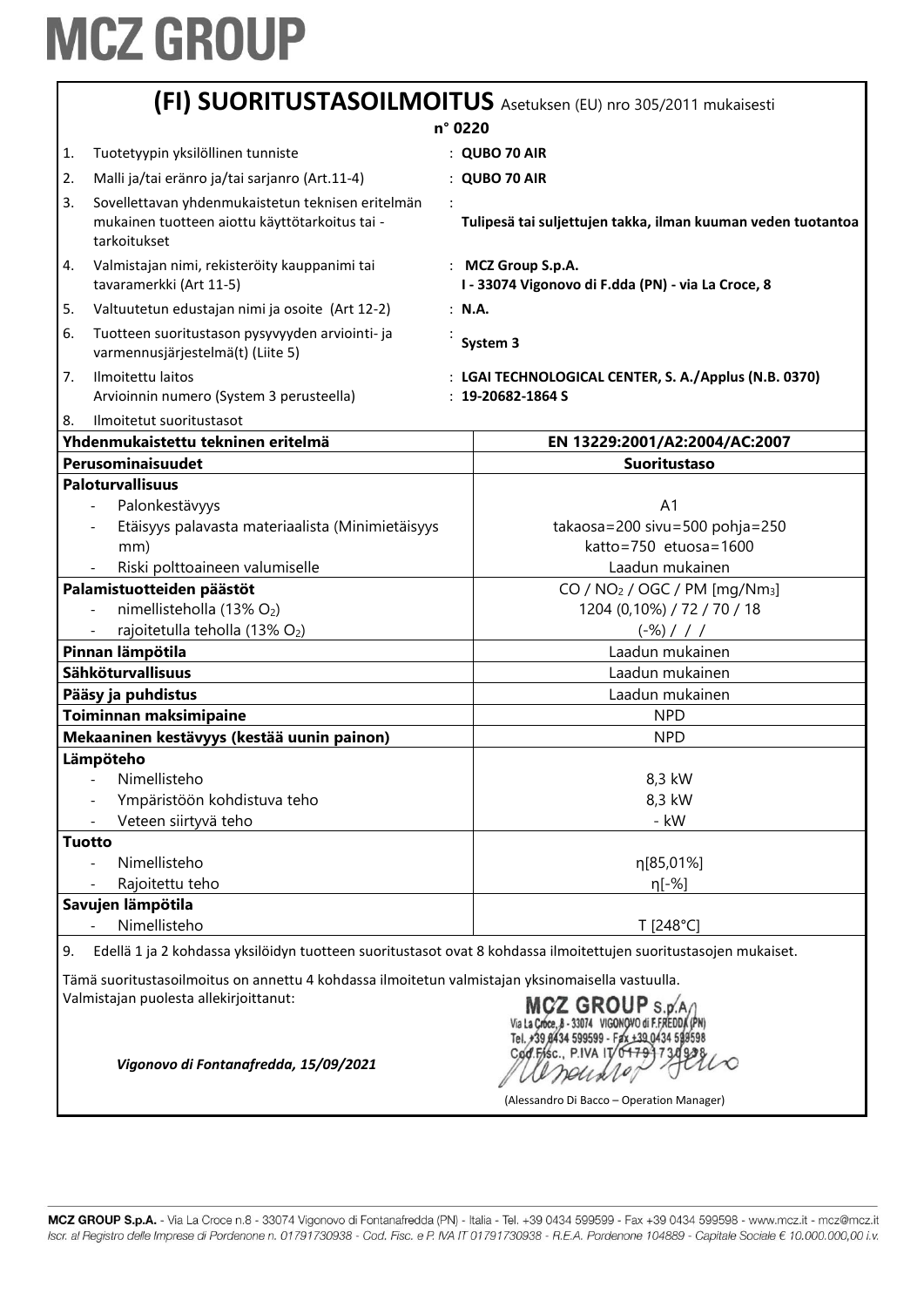# MCZ GROUP

## (FI) SUORITUSTASOILMOITUS Asetuksen (EU) nro 305/2011 mukaisesti

**n° 0220**

1. Tuotetyypin yksilöllinen tunniste : **QUBO 70 AIR**
2. Malli ja/tai eränro ja/tai sarjanro (Art.11-4) : **QUBO 70 AIR**
3. Sovellettavan yhdenmukaistetun teknisen eritelmän mukainen tuotteen aiottu käyttötarkoitus tai -tarkoitukset : **Tulipesä tai suljettujen takka, ilman kuuman veden tuotantoa**
4. Valmistajan nimi, rekisteröity kauppanimi tai tavaramerkki (Art 11-5) : **MCZ Group S.p.A. I - 33074 Vigonovo di F.dda (PN) - via La Croce, 8**
5. Valtuutetun edustajan nimi ja osoite (Art 12-2) : **N.A.**
6. Tuotteen suoritustason pysyvyyden arviointi- ja varmennusjärjestelmä(t) (Liite 5) : **System 3**
7. Ilmoitettu laitos : **LGAI TECHNOLOGICAL CENTER, S. A./Applus (N.B. 0370)**
   Arvioinnin numero (System 3 perusteella) : **19-20682-1864 S**
8. Ilmoitetut suoritustasot

| Yhdenmukaistettu tekninen eritelmä | EN 13229:2001/A2:2004/AC:2007 |
|---|---|
| **Perusominaisuudet** | **Suoritustaso** |
| **Paloturvallisuus** | |
| - Palonkestävyys | A1 |
| - Etäisyys palavasta materiaalista (Minimietäisyys mm) | takaosa=200 sivu=500 pohja=250 katto=750 etuosa=1600 |
| - Riski polttoaineen valumiselle | Laadun mukainen |
| **Palamistuotteiden päästöt** | CO / $NO_2$ / OGC / PM [mg/Nm$_3$] |
| - nimellisteholla (13% $O_2$) | 1204 (0,10%) / 72 / 70 / 18 |
| - rajoitetulla teholla (13% $O_2$) | (-%) / / / |
| **Pinnan lämpötila** | Laadun mukainen |
| **Sähköturvallisuus** | Laadun mukainen |
| **Pääsy ja puhdistus** | Laadun mukainen |
| **Toiminnan maksimipaine** | NPD |
| **Mekaaninen kestävyys (kestää uunin painon)** | NPD |
| **Lämpöteho** | |
| - Nimellisteho | 8,3 kW |
| - Ympäristöön kohdistuva teho | 8,3 kW |
| - Veteen siirtyvä teho | - kW |
| **Tuotto** | |
| - Nimellisteho | η[85,01%] |
| - Rajoitettu teho | η[-%] |
| **Savujen lämpötila** | |
| - Nimellisteho | T [248°C] |

9. Edellä 1 ja 2 kohdassa yksilöidyn tuotteen suoritustasot ovat 8 kohdassa ilmoitettujen suoritustasojen mukaiset.

Tämä suoritustasoilmoitus on annettu 4 kohdassa ilmoitetun valmistajan yksinomaisella vastuulla.
Valmistajan puolesta allekirjoittanut:

MCZ GROUP S.p.A. Via La Croce, 8 - 33074 VIGONOVO di F.FREDDA (PN) Tel. +39 0434 599599 - Fax +39 0434 599598 Cod.Fisc., P.IVA IT 01791730938

*Vigonovo di Fontanafredda, 15/09/2021*

(Alessandro Di Bacco – Operation Manager)

**MCZ GROUP S.p.A.** - Via La Croce n.8 - 33074 Vigonovo di Fontanafredda (PN) - Italia - Tel. +39 0434 599599 - Fax +39 0434 599598 - www.mcz.it - mcz@mcz.it
*Iscr. al Registro delle Imprese di Pordenone n. 01791730938 - Cod. Fisc. e P. IVA IT 01791730938 - R.E.A. Pordenone 104889 - Capitale Sociale € 10.000.000,00 i.v.*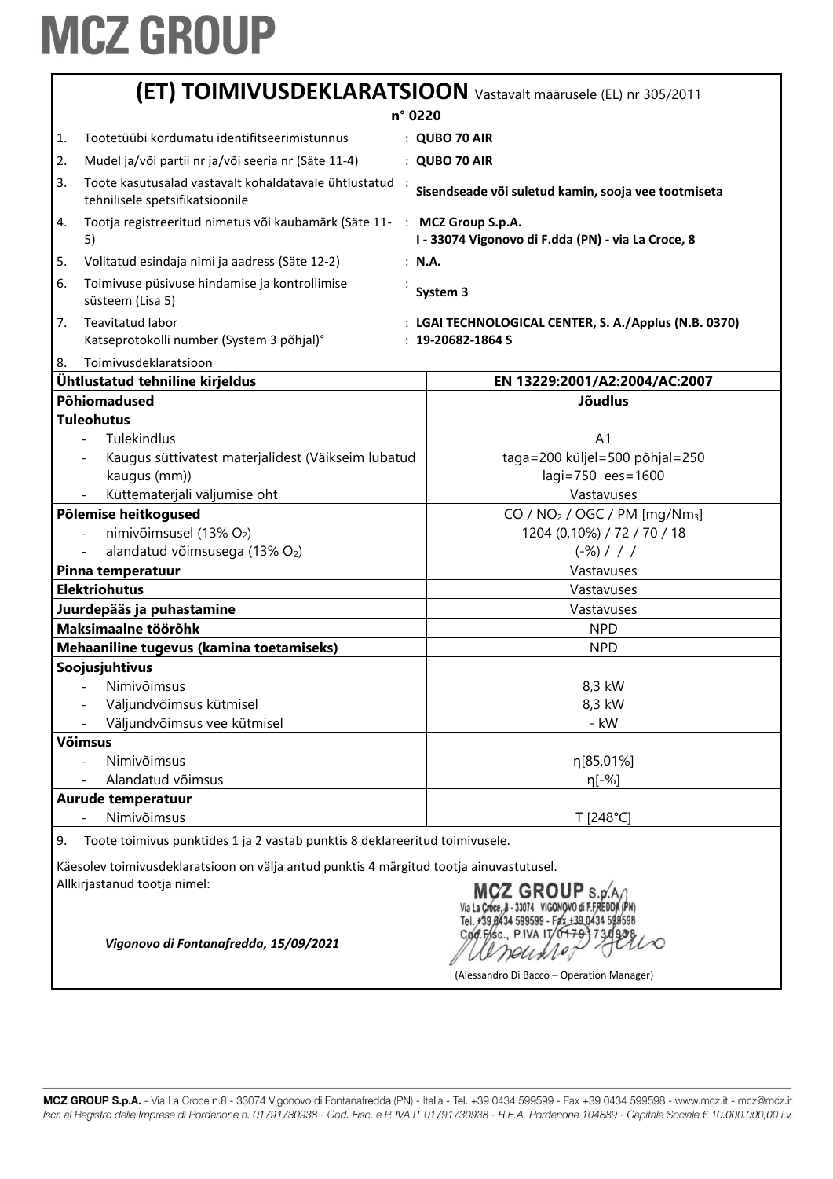# MCZ GROUP

## (ET) TOIMIVUSDEKLARATSIOON Vastavalt määrusele (EL) nr 305/2011

**n° 0220**

| | | |
|---|---|---|
| 1. | Tootetüübi kordumatu identifitseerimistunnus | : **QUBO 70 AIR** |
| 2. | Mudel ja/või partii nr ja/või seeria nr (Säte 11-4) | : **QUBO 70 AIR** |
| 3. | Toote kasutusalad vastavalt kohaldatavale ühtlustatud tehnilisele spetsifikatsioonile | : **Sisendseade või suletud kamin, sooja vee tootmiseta** |
| 4. | Tootja registreeritud nimetus või kaubamärk (Säte 11-5) | : **MCZ Group S.p.A. I - 33074 Vigonovo di F.dda (PN) - via La Croce, 8** |
| 5. | Volitatud esindaja nimi ja aadress (Säte 12-2) | : **N.A.** |
| 6. | Toimivuse püsivuse hindamise ja kontrollimise süsteem (Lisa 5) | : **System 3** |
| 7. | Teavitatud labor<br>Katseprotokolli number (System 3 põhjal)° | : **LGAI TECHNOLOGICAL CENTER, S. A./Applus (N.B. 0370)**<br>: **19-20682-1864 S** |
| 8. | Toimivusdeklaratsioon | |

| **Ühtlustatud tehniline kirjeldus** | **EN 13229:2001/A2:2004/AC:2007** |
|---|---|
| **Põhiomadused** | **Jõudlus** |
| **Tuleohutus** | |
| - Tulekindlus | A1 |
| - Kaugus süttivatest materjalidest (Väikseim lubatud kaugus (mm)) | taga=200 küljel=500 põhjal=250 lagi=750 ees=1600 |
| - Küttematerjali väljumise oht | Vastavuses |
| **Põlemise heitkogused** | CO / $NO_2$ / OGC / PM [mg/$Nm_3$] |
| - nimivõimsusel (13% $O_2$) | 1204 (0,10%) / 72 / 70 / 18 |
| - alandatud võimsusega (13% $O_2$) | (-%) / / / |
| **Pinna temperatuur** | Vastavuses |
| **Elektriohutus** | Vastavuses |
| **Juurdepääs ja puhastamine** | Vastavuses |
| **Maksimaalne töörõhk** | NPD |
| **Mehaaniline tugevus (kamina toetamiseks)** | NPD |
| **Soojusjuhtivus** | |
| - Nimivõimsus | 8,3 kW |
| - Väljundvõimsus kütmisel | 8,3 kW |
| - Väljundvõimsus vee kütmisel | - kW |
| **Võimsus** | |
| - Nimivõimsus | η[85,01%] |
| - Alandatud võimsus | η[-%] |
| **Aurude temperatuur** | |
| - Nimivõimsus | T [248°C] |

9. Toote toimivus punktides 1 ja 2 vastab punktis 8 deklareeritud toimivusele.

Käesolev toimivusdeklaratsioon on välja antud punktis 4 märgitud tootja ainuvastutusel.
Allkirjastanud tootja nimel:

*Vigonovo di Fontanafredda, 15/09/2021*

MCZ GROUP S.p.A. Via La Croce, 8 - 33074 VIGONOVO di F.FREDDA (PN) Tel. +39 0434 599599 - Fax +39 0434 599598 Cod. Fisc., P.IVA IT 01791730938

(Alessandro Di Bacco – Operation Manager)

MCZ GROUP S.p.A. - Via La Croce n.8 - 33074 Vigonovo di Fontanafredda (PN) - Italia - Tel. +39 0434 599599 - Fax +39 0434 599598 - www.mcz.it - mcz@mcz.it
*Iscr. al Registro delle Imprese di Pordenone n. 01791730938 - Cod. Fisc. e P. IVA IT 01791730938 - R.E.A. Pordenone 104889 - Capitale Sociale € 10.000.000,00 i.v.*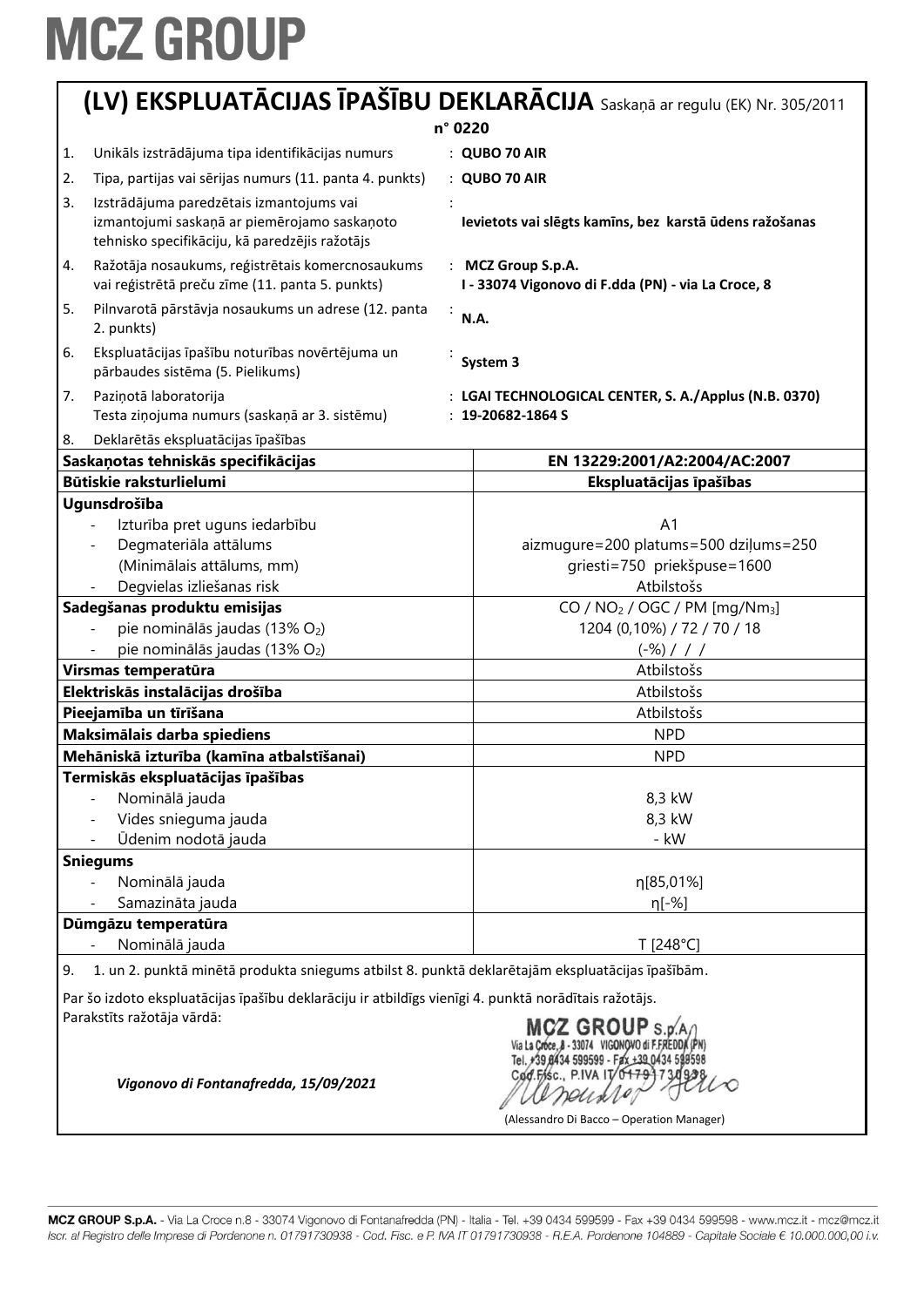# MCZ GROUP

## (LV) EKSPLUATĀCIJAS ĪPAŠĪBU DEKLARĀCIJA Saskaņā ar regulu (EK) Nr. 305/2011

**n° 0220**

1. Unikāls izstrādājuma tipa identifikācijas numurs : **QUBO 70 AIR**
2. Tipa, partijas vai sērijas numurs (11. panta 4. punkts) : **QUBO 70 AIR**
3. Izstrādājuma paredzētais izmantojums vai izmantojumi saskaņā ar piemērojamo saskaņoto tehnisko specifikāciju, kā paredzējis ražotājs : **Ievietots vai slēgts kamīns, bez karstā ūdens ražošanas**
4. Ražotāja nosaukums, reģistrētais komercnosaukums vai reģistrētā preču zīme (11. panta 5. punkts) : **MCZ Group S.p.A. I - 33074 Vigonovo di F.dda (PN) - via La Croce, 8**
5. Pilnvarotā pārstāvja nosaukums un adrese (12. panta 2. punkts) : **N.A.**
6. Ekspluatācijas īpašību noturības novērtējuma un pārbaudes sistēma (5. Pielikums) : **System 3**
7. Paziņotā laboratorija : **LGAI TECHNOLOGICAL CENTER, S. A./Applus (N.B. 0370)**
   Testa ziņojuma numurs (saskaņā ar 3. sistēmu) : **19-20682-1864 S**
8. Deklarētās ekspluatācijas īpašības

| Saskaņotas tehniskās specifikācijas | EN 13229:2001/A2:2004/AC:2007 |
|---|---|
| **Būtiskie raksturlielumi** | **Ekspluatācijas īpašības** |
| **Ugunsdrošība** | |
| - Izturība pret uguns iedarbību | A1 |
| - Degmateriāla attālums | aizmugure=200 platums=500 dziļums=250 |
| (Minimālais attālums, mm) | griesti=750 priekšpuse=1600 |
| - Degvielas izliešanas risk | Atbilstošs |
| **Sadegšanas produktu emisijas** | CO / $NO_2$ / OGC / PM [mg/$Nm_3$] |
| - pie nominālās jaudas (13% $O_2$) | 1204 (0,10%) / 72 / 70 / 18 |
| - pie nominālās jaudas (13% $O_2$) | (-%) / / / |
| **Virsmas temperatūra** | Atbilstošs |
| **Elektriskās instalācijas drošība** | Atbilstošs |
| **Pieejamība un tīrīšana** | Atbilstošs |
| **Maksimālais darba spiediens** | NPD |
| **Mehāniskā izturība (kamīna atbalstīšanai)** | NPD |
| **Termiskās ekspluatācijas īpašības** | |
| - Nominālā jauda | 8,3 kW |
| - Vides snieguma jauda | 8,3 kW |
| - Ūdenim nodotā jauda | - kW |
| **Sniegums** | |
| - Nominālā jauda | η[85,01%] |
| - Samazināta jauda | η[-%] |
| **Dūmgāzu temperatūra** | |
| - Nominālā jauda | T [248°C] |

9. 1. un 2. punktā minētā produkta sniegums atbilst 8. punktā deklarētajām ekspluatācijas īpašībām.

Par šo izdoto ekspluatācijas īpašību deklarāciju ir atbildīgs vienīgi 4. punktā norādītais ražotājs.
Parakstīts ražotāja vārdā:

*Vigonovo di Fontanafredda, 15/09/2021*

MCZ GROUP S.p.A.
Via La Croce, 8 - 33074 VIGONOVO di F.FREDDA (PN)
Tel. +39 0434 599599 - Fax +39 0434 599598
Cod. Fisc., P.IVA IT 01791730938

(Alessandro Di Bacco – Operation Manager)

MCZ GROUP S.p.A. - Via La Croce n.8 - 33074 Vigonovo di Fontanafredda (PN) - Italia - Tel. +39 0434 599599 - Fax +39 0434 599598 - www.mcz.it - mcz@mcz.it
*Iscr. al Registro delle Imprese di Pordenone n. 01791730938 - Cod. Fisc. e P. IVA IT 01791730938 - R.E.A. Pordenone 104889 - Capitale Sociale € 10.000.000,00 i.v.*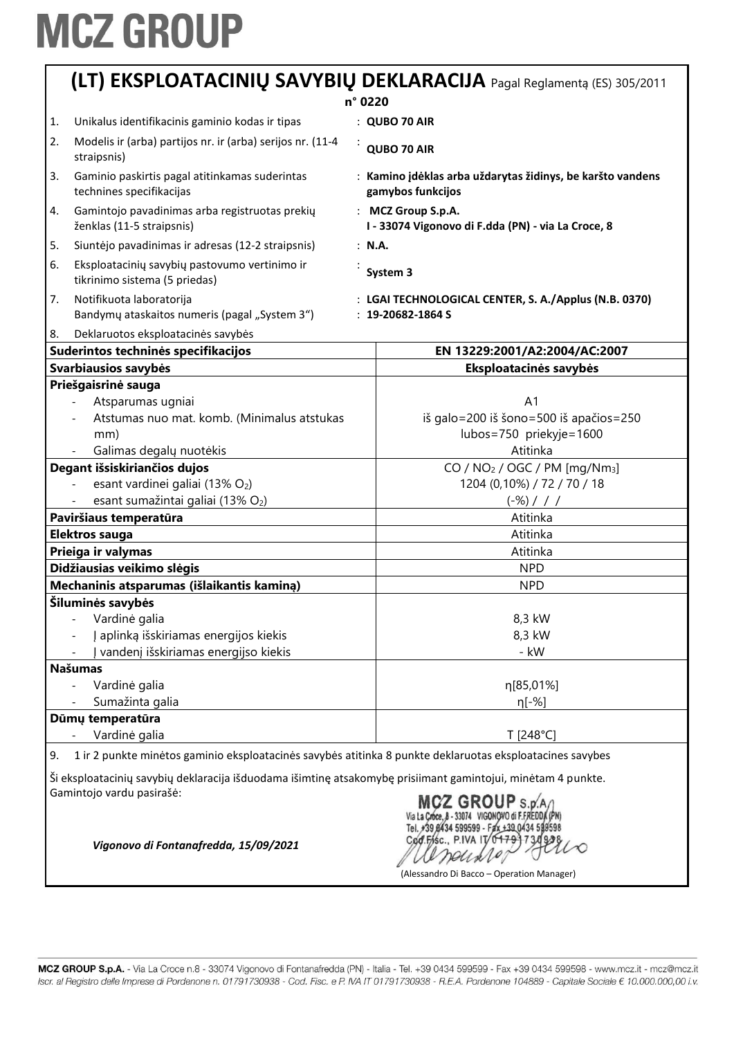# MCZ GROUP

## (LT) EKSPLOATACINIŲ SAVYBIŲ DEKLARACIJA Pagal Reglamentą (ES) 305/2011

**n° 0220**

1. Unikalus identifikacinis gaminio kodas ir tipas : **QUBO 70 AIR**
2. Modelis ir (arba) partijos nr. ir (arba) serijos nr. (11-4 straipsnis) : **QUBO 70 AIR**
3. Gaminio paskirtis pagal atitinkamas suderintas technines specifikacijas : **Kamino įdėklas arba uždarytas židinys, be karšto vandens gamybos funkcijos**
4. Gamintojo pavadinimas arba registruotas prekių ženklas (11-5 straipsnis) : **MCZ Group S.p.A. I - 33074 Vigonovo di F.dda (PN) - via La Croce, 8**
5. Siuntėjo pavadinimas ir adresas (12-2 straipsnis) : **N.A.**
6. Eksploatacinių savybių pastovumo vertinimo ir tikrinimo sistema (5 priedas) : **System 3**
7. Notifikuota laboratorija : **LGAI TECHNOLOGICAL CENTER, S. A./Applus (N.B. 0370)**
   Bandymų ataskaitos numeris (pagal „System 3“) : **19-20682-1864 S**
8. Deklaruotos eksploatacinės savybės

| Suderintos techninės specifikacijos | EN 13229:2001/A2:2004/AC:2007 |
|---|---|
| **Svarbiausios savybės** | **Eksploatacinės savybės** |
| **Priešgaisrinė sauga** | |
| - Atsparumas ugniai | A1 |
| - Atstumas nuo mat. komb. (Minimalus atstukas mm) | iš galo=200 iš šono=500 iš apačios=250 lubos=750 priekyje=1600 |
| - Galimas degalų nuotėkis | Atitinka |
| **Degant išsiskiriančios dujos** | CO / $NO_2$ / OGC / PM [mg/$Nm_3$] |
| - esant vardinei galiai (13% $O_2$) | 1204 (0,10%) / 72 / 70 / 18 |
| - esant sumažintai galiai (13% $O_2$) | (-%) / / / |
| **Paviršiaus temperatūra** | Atitinka |
| **Elektros sauga** | Atitinka |
| **Prieiga ir valymas** | Atitinka |
| **Didžiausias veikimo slėgis** | NPD |
| **Mechaninis atsparumas (išlaikantis kaminą)** | NPD |
| **Šiluminės savybės** | |
| - Vardinė galia | 8,3 kW |
| - Į aplinką išskiriamas energijos kiekis | 8,3 kW |
| - Į vandenį išskiriamas energijso kiekis | - kW |
| **Našumas** | |
| - Vardinė galia | η[85,01%] |
| - Sumažinta galia | η[-%] |
| **Dūmų temperatūra** | |
| - Vardinė galia | T [248°C] |

9. 1 ir 2 punkte minėtos gaminio eksploatacinės savybės atitinka 8 punkte deklaruotas eksploatacines savybes

Ši eksploatacinių savybių deklaracija išduodama išimtinę atsakomybę prisiimant gamintojui, minėtam 4 punkte.
Gamintojo vardu pasirašė:

*Vigonovo di Fontanafredda, 15/09/2021*

MCZ GROUP S.p.A. Via La Croce, 8 - 33074 VIGONOVO di F.FREDDA (PN) Tel. +39 0434 599599 - Fax +39 0434 599598 Cod. Fisc., P.IVA IT 01791730938

(Alessandro Di Bacco – Operation Manager)

MCZ GROUP S.p.A. - Via La Croce n.8 - 33074 Vigonovo di Fontanafredda (PN) - Italia - Tel. +39 0434 599599 - Fax +39 0434 599598 - www.mcz.it - mcz@mcz.it
*Iscr. al Registro delle Imprese di Pordenone n. 01791730938 - Cod. Fisc. e P. IVA IT 01791730938 - R.E.A. Pordenone 104889 - Capitale Sociale € 10.000.000,00 i.v.*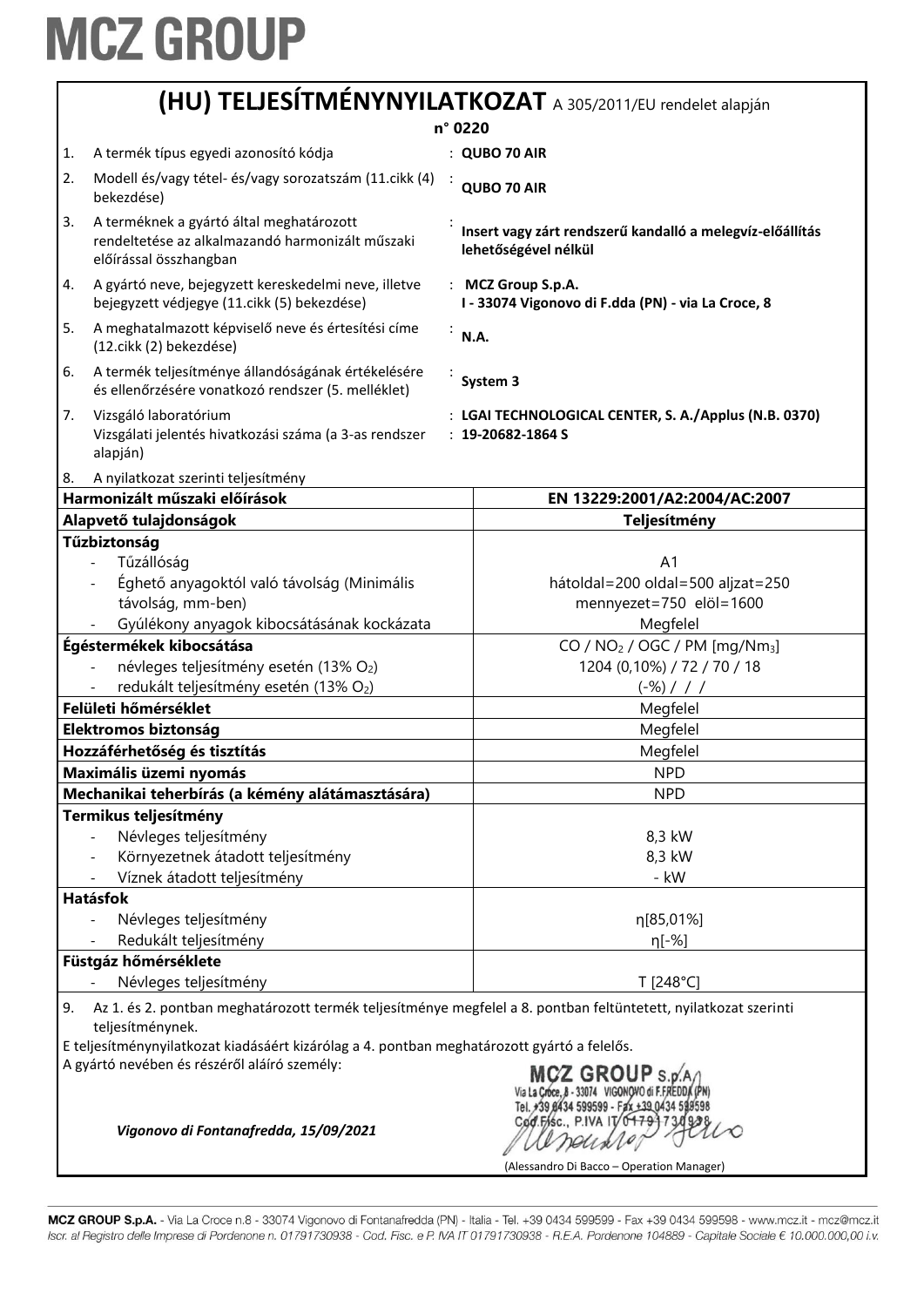# MCZ GROUP

## (HU) TELJESÍTMÉNYNYILATKOZAT A 305/2011/EU rendelet alapján

**n° 0220**

| | | |
|---|---|---|
| 1. | A termék típus egyedi azonosító kódja | : **QUBO 70 AIR** |
| 2. | Modell és/vagy tétel- és/vagy sorozatszám (11.cikk (4) bekezdése) | : **QUBO 70 AIR** |
| 3. | A terméknek a gyártó által meghatározott rendeltetése az alkalmazandó harmonizált műszaki előírással összhangban | : **Insert vagy zárt rendszerű kandalló a melegvíz-előállítás lehetőségével nélkül** |
| 4. | A gyártó neve, bejegyzett kereskedelmi neve, illetve bejegyzett védjegye (11.cikk (5) bekezdése) | : **MCZ Group S.p.A. I - 33074 Vigonovo di F.dda (PN) - via La Croce, 8** |
| 5. | A meghatalmazott képviselő neve és értesítési címe (12.cikk (2) bekezdése) | : **N.A.** |
| 6. | A termék teljesítménye állandóságának értékelésére és ellenőrzésére vonatkozó rendszer (5. melléklet) | : **System 3** |
| 7. | Vizsgáló laboratórium<br>Vizsgálati jelentés hivatkozási száma (a 3-as rendszer alapján) | : **LGAI TECHNOLOGICAL CENTER, S. A./Applus (N.B. 0370)**<br>: **19-20682-1864 S** |
| 8. | A nyilatkozat szerinti teljesítmény | |

| **Harmonizált műszaki előírások** | **EN 13229:2001/A2:2004/AC:2007** |
|---|---|
| **Alapvető tulajdonságok** | **Teljesítmény** |
| **Tűzbiztonság** | |
| - Tűzállóság | A1 |
| - Éghető anyagoktól való távolság (Minimális távolság, mm-ben) | hátoldal=200 oldal=500 aljzat=250 mennyezet=750 elöl=1600 |
| - Gyúlékony anyagok kibocsátásának kockázata | Megfelel |
| **Égéstermékek kibocsátása** | CO / $NO_2$ / OGC / PM [mg/$Nm_3$] |
| - névleges teljesítmény esetén (13% $O_2$) | 1204 (0,10%) / 72 / 70 / 18 |
| - redukált teljesítmény esetén (13% $O_2$) | (-%) / / / |
| **Felületi hőmérséklet** | Megfelel |
| **Elektromos biztonság** | Megfelel |
| **Hozzáférhetőség és tisztítás** | Megfelel |
| **Maximális üzemi nyomás** | NPD |
| **Mechanikai teherbírás (a kémény alátámasztására)** | NPD |
| **Termikus teljesítmény** | |
| - Névleges teljesítmény | 8,3 kW |
| - Környezetnek átadott teljesítmény | 8,3 kW |
| - Víznek átadott teljesítmény | - kW |
| **Hatásfok** | |
| - Névleges teljesítmény | η[85,01%] |
| - Redukált teljesítmény | η[-%] |
| **Füstgáz hőmérséklete** | |
| - Névleges teljesítmény | T [248°C] |

9. Az 1. és 2. pontban meghatározott termék teljesítménye megfelel a 8. pontban feltüntetett, nyilatkozat szerinti teljesítménynek.

E teljesítménynyilatkozat kiadásáért kizárólag a 4. pontban meghatározott gyártó a felelős.

A gyártó nevében és részéről aláíró személy:

*Vigonovo di Fontanafredda, 15/09/2021*

MCZ GROUP S.p.A. Via La Croce, 8 - 33074 VIGONOVO di F.FREDDA (PN) Tel. +39 0434 599599 - Fax +39 0434 599598 Cod.Fisc., P.IVA IT 01791730938

(Alessandro Di Bacco – Operation Manager)

MCZ GROUP S.p.A. - Via La Croce n.8 - 33074 Vigonovo di Fontanafredda (PN) - Italia - Tel. +39 0434 599599 - Fax +39 0434 599598 - www.mcz.it - mcz@mcz.it
Iscr. al Registro delle Imprese di Pordenone n. 01791730938 - Cod. Fisc. e P. IVA IT 01791730938 - R.E.A. Pordenone 104889 - Capitale Sociale € 10.000.000,00 i.v.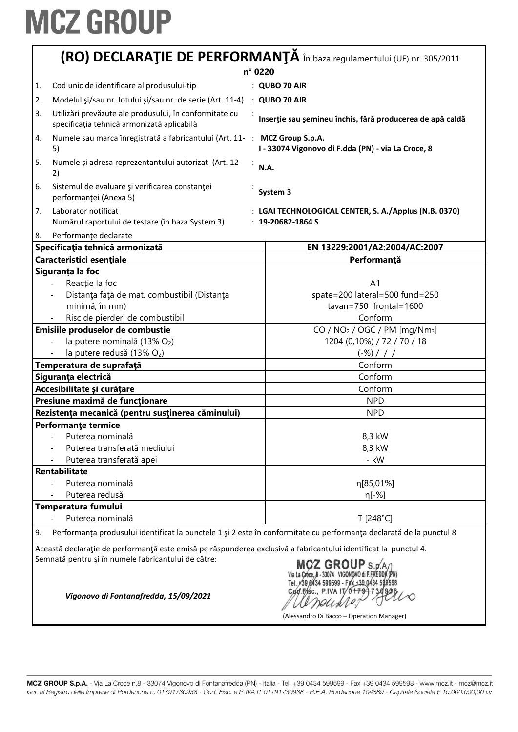# MCZ GROUP

## (RO) DECLARAŢIE DE PERFORMANŢĂ În baza regulamentului (UE) nr. 305/2011

**n° 0220**

| | | |
|---|---|---|
| 1. | Cod unic de identificare al produsului-tip | : **QUBO 70 AIR** |
| 2. | Modelul şi/sau nr. lotului şi/sau nr. de serie (Art. 11-4) | : **QUBO 70 AIR** |
| 3. | Utilizări prevăzute ale produsului, în conformitate cu specificaţia tehnică armonizată aplicabilă | : **Inserţie sau şemineu închis, fără producerea de apă caldă** |
| 4. | Numele sau marca înregistrată a fabricantului (Art. 11-5) | : **MCZ Group S.p.A.** **I - 33074 Vigonovo di F.dda (PN) - via La Croce, 8** |
| 5. | Numele şi adresa reprezentantului autorizat (Art. 12-2) | : **N.A.** |
| 6. | Sistemul de evaluare şi verificarea constanţei performanţei (Anexa 5) | : **System 3** |
| 7. | Laborator notificat | : **LGAI TECHNOLOGICAL CENTER, S. A./Applus (N.B. 0370)** |
| | Numărul raportului de testare (în baza System 3) | : **19-20682-1864 S** |
| 8. | Performanţe declarate | |

| **Specificaţia tehnică armonizată** | **EN 13229:2001/A2:2004/AC:2007** |
|---|---|
| **Caracteristici esenţiale** | **Performanţă** |
| **Siguranța la foc** | |
| - Reacție la foc | A1 |
| - Distanţa faţă de mat. combustibil (Distanţa minimă, în mm) | spate=200 lateral=500 fund=250 tavan=750 frontal=1600 |
| - Risc de pierderi de combustibil | Conform |
| **Emisiile produselor de combustie** | CO / $NO_2$ / OGC / PM [mg/$Nm_3$] |
| - la putere nominală (13% $O_2$) | 1204 (0,10%) / 72 / 70 / 18 |
| - la putere redusă (13% $O_2$) | (-%) / / / |
| **Temperatura de suprafaţă** | Conform |
| **Siguranţa electrică** | Conform |
| **Accesibilitate și curățare** | Conform |
| **Presiune maximă de funcţionare** | NPD |
| **Rezistenţa mecanică (pentru susţinerea căminului)** | NPD |
| **Performanţe termice** | |
| - Puterea nominală | 8,3 kW |
| - Puterea transferată mediului | 8,3 kW |
| - Puterea transferată apei | - kW |
| **Rentabilitate** | |
| - Puterea nominală | η[85,01%] |
| - Puterea redusă | η[-%] |
| **Temperatura fumului** | |
| - Puterea nominală | T [248°C] |

9. Performanţa produsului identificat la punctele 1 şi 2 este în conformitate cu performanţa declarată de la punctul 8

Această declaraţie de performanţă este emisă pe răspunderea exclusivă a fabricantului identificat la punctul 4.
Semnată pentru şi în numele fabricantului de către:

*Vigonovo di Fontanafredda, 15/09/2021*

MCZ GROUP S.p.A. Via La Croce, 8 - 33074 VIGONOVO di F.FREDDA (PN) Tel. +39 0434 599599 - Fax +39 0434 599598 Cod.Fisc., P.IVA IT 01791730938

(Alessandro Di Bacco – Operation Manager)

MCZ GROUP S.p.A. - Via La Croce n.8 - 33074 Vigonovo di Fontanafredda (PN) - Italia - Tel. +39 0434 599599 - Fax +39 0434 599598 - www.mcz.it - mcz@mcz.it
*Iscr. al Registro delle Imprese di Pordenone n. 01791730938 - Cod. Fisc. e P. IVA IT 01791730938 - R.E.A. Pordenone 104889 - Capitale Sociale € 10.000.000,00 i.v.*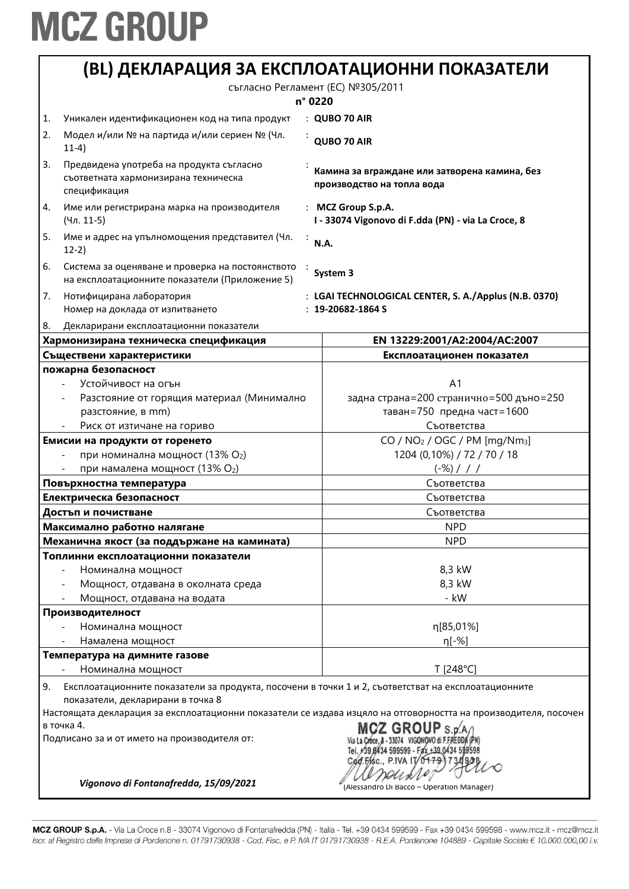# MCZ GROUP

## (BL) ДЕКЛАРАЦИЯ ЗА ЕКСПЛОАТАЦИОННИ ПОКАЗАТЕЛИ

съгласно Регламент (ЕС) №305/2011

**n° 0220**

| | | |
|---|---|---|
| 1. | Уникален идентификационен код на типа продукт | : **QUBO 70 AIR** |
| 2. | Модел и/или № на партида и/или сериен № (Чл. 11-4) | : **QUBO 70 AIR** |
| 3. | Предвидена употреба на продукта съгласно съответната хармонизирана техническа спецификация | : **Камина за вграждане или затворена камина, без производство на топла вода** |
| 4. | Име или регистрирана марка на производителя (Чл. 11-5) | : **MCZ Group S.p.A. I - 33074 Vigonovo di F.dda (PN) - via La Croce, 8** |
| 5. | Име и адрес на упълномощения представител (Чл. 12-2) | : **N.A.** |
| 6. | Система за оценяване и проверка на постоянството на експлоатационните показатели (Приложение 5) | : **System 3** |
| 7. | Нотифицирана лаборатория<br>Номер на доклада от изпитването | : **LGAI TECHNOLOGICAL CENTER, S. A./Applus (N.B. 0370)**<br>: **19-20682-1864 S** |
| 8. | Декларирани експлоатационни показатели | |

| **Хармонизирана техническа спецификация** | **EN 13229:2001/A2:2004/AC:2007** |
|---|---|
| **Съществени характеристики** | **Експлоатационен показател** |
| **пожарна безопасност** | |
| - Устойчивост на огън | A1 |
| - Разстояние от горящия материал (Минимално разстояние, в mm) | задна страна=200 странично=500 дъно=250<br>таван=750 предна част=1600 |
| - Риск от изтичане на гориво | Съответства |
| **Емисии на продукти от горенето** | $CO$ / $NO_2$ / OGC / PM [mg/Nm$_3$] |
| - при номинална мощност (13% $O_2$) | 1204 (0,10%) / 72 / 70 / 18 |
| - при намалена мощност (13% $O_2$) | (-%) / / / |
| **Повърхностна температура** | Съответства |
| **Електрическа безопасност** | Съответства |
| **Достъп и почистване** | Съответства |
| **Максимално работно налягане** | NPD |
| **Механична якост (за поддържане на камината)** | NPD |
| **Топлинни експлоатационни показатели** | |
| - Номинална мощност | 8,3 kW |
| - Мощност, отдавана в околната среда | 8,3 kW |
| - Мощност, отдавана на водата | - kW |
| **Производителност** | |
| - Номинална мощност | η[85,01%] |
| - Намалена мощност | η[-%] |
| **Температура на димните газове** | |
| - Номинална мощност | T [248°C] |

9. Експлоатационните показатели за продукта, посочени в точки 1 и 2, съответстват на експлоатационните показатели, декларирани в точка 8

Настоящата декларация за експлоатационни показатели се издава изцяло на отговорността на производителя, посочен в точка 4.

Подписано за и от името на производителя от:

MCZ GROUP S.p.A.
Via La Croce, 8 - 33074 VIGONOVO di F.FREDDA (PN)
Tel. +39 0434 599599 - Fax +39 0434 599598
Cod.Fisc., P.IVA IT 01791730938

*Vigonovo di Fontanafredda, 15/09/2021*

(Alessandro Di Bacco – Operation Manager)

**MCZ GROUP S.p.A.** - Via La Croce n.8 - 33074 Vigonovo di Fontanafredda (PN) - Italia - Tel. +39 0434 599599 - Fax +39 0434 599598 - www.mcz.it - mcz@mcz.it
*Iscr. al Registro delle Imprese di Pordenone n. 01791730938 - Cod. Fisc. e P. IVA IT 01791730938 - R.E.A. Pordenone 104889 - Capitale Sociale € 10.000.000,00 i.v.*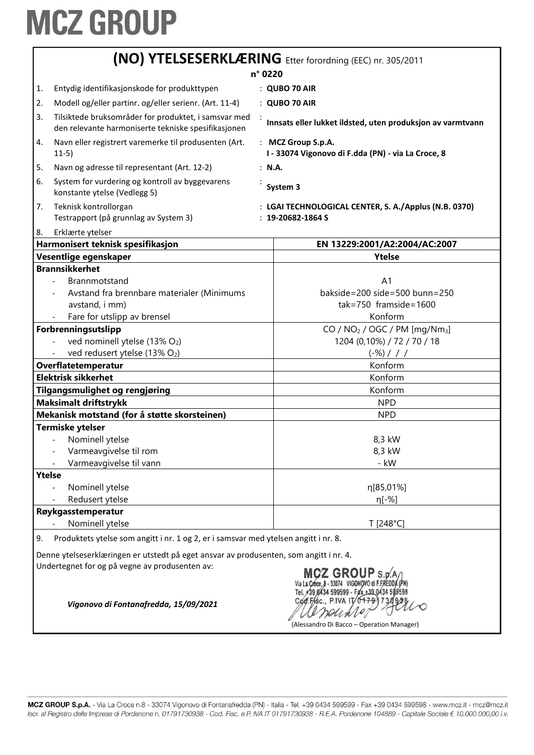# MCZ GROUP

## (NO) YTELSESERKLÆRING Etter forordning (EEC) nr. 305/2011

**n° 0220**

1. Entydig identifikasjonskode for produkttypen : **QUBO 70 AIR**
2. Modell og/eller partinr. og/eller serienr. (Art. 11-4) : **QUBO 70 AIR**
3. Tilsiktede bruksområder for produktet, i samsvar med den relevante harmoniserte tekniske spesifikasjonen : **Innsats eller lukket ildsted, uten produksjon av varmtvann**
4. Navn eller registrert varemerke til produsenten (Art. 11-5) : **MCZ Group S.p.A. I - 33074 Vigonovo di F.dda (PN) - via La Croce, 8**
5. Navn og adresse til representant (Art. 12-2) : **N.A.**
6. System for vurdering og kontroll av byggevarens konstante ytelse (Vedlegg 5) : **System 3**
7. Teknisk kontrollorgan : **LGAI TECHNOLOGICAL CENTER, S. A./Applus (N.B. 0370)**
   Testrapport (på grunnlag av System 3) : **19-20682-1864 S**
8. Erklærte ytelser

| **Harmonisert teknisk spesifikasjon** | **EN 13229:2001/A2:2004/AC:2007** |
|---|---|
| **Vesentlige egenskaper** | **Ytelse** |
| **Brannsikkerhet** | |
| - Brannmotstand | A1 |
| - Avstand fra brennbare materialer (Minimums avstand, i mm) | bakside=200 side=500 bunn=250 tak=750 framside=1600 |
| - Fare for utslipp av brensel | Konform |
| **Forbrenningsutslipp** | CO / $NO_2$ / OGC / PM [mg/$Nm_3$] |
| - ved nominell ytelse (13% $O_2$) | 1204 (0,10%) / 72 / 70 / 18 |
| - ved redusert ytelse (13% $O_2$) | (-%) / / / |
| **Overflatetemperatur** | Konform |
| **Elektrisk sikkerhet** | Konform |
| **Tilgangsmulighet og rengjøring** | Konform |
| **Maksimalt driftstrykk** | NPD |
| **Mekanisk motstand (for å støtte skorsteinen)** | NPD |
| **Termiske ytelser** | |
| - Nominell ytelse | 8,3 kW |
| - Varmeavgivelse til rom | 8,3 kW |
| - Varmeavgivelse til vann | - kW |
| **Ytelse** | |
| - Nominell ytelse | η[85,01%] |
| - Redusert ytelse | η[-%] |
| **Røykgasstemperatur** | |
| - Nominell ytelse | T [248°C] |

9. Produktets ytelse som angitt i nr. 1 og 2, er i samsvar med ytelsen angitt i nr. 8.

Denne ytelseserklæringen er utstedt på eget ansvar av produsenten, som angitt i nr. 4.
Undertegnet for og på vegne av produsenten av:

*Vigonovo di Fontanafredda, 15/09/2021*

MCZ GROUP S.p.A. Via La Croce, 8 - 33074 VIGONOVO di F.FREDDA (PN) Tel. +39 0434 599599 - Fax +39 0434 599598 Cod.Fisc., P.IVA IT 01791730938

(Alessandro Di Bacco – Operation Manager)